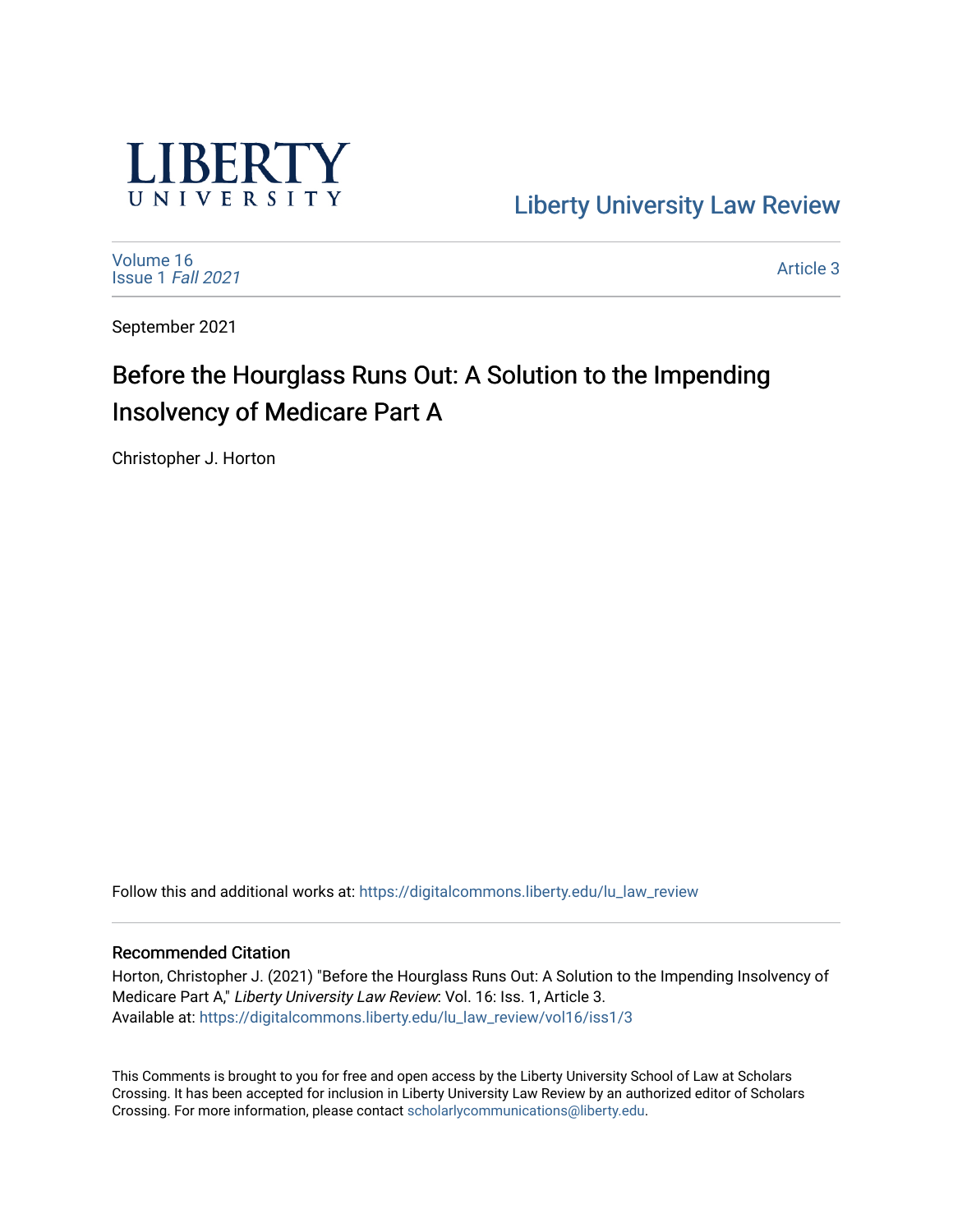LIBERTY UNIVERSITY

Liberty University Law Review

Volume 16
Issue 1 *Fall 2021*

Article 3

September 2021

# Before the Hourglass Runs Out: A Solution to the Impending Insolvency of Medicare Part A

Christopher J. Horton

Follow this and additional works at: https://digitalcommons.liberty.edu/lu_law_review

### Recommended Citation

Horton, Christopher J. (2021) "Before the Hourglass Runs Out: A Solution to the Impending Insolvency of Medicare Part A," *Liberty University Law Review*: Vol. 16: Iss. 1, Article 3.
Available at: https://digitalcommons.liberty.edu/lu_law_review/vol16/iss1/3

This Comments is brought to you for free and open access by the Liberty University School of Law at Scholars Crossing. It has been accepted for inclusion in Liberty University Law Review by an authorized editor of Scholars Crossing. For more information, please contact scholarlycommunications@liberty.edu.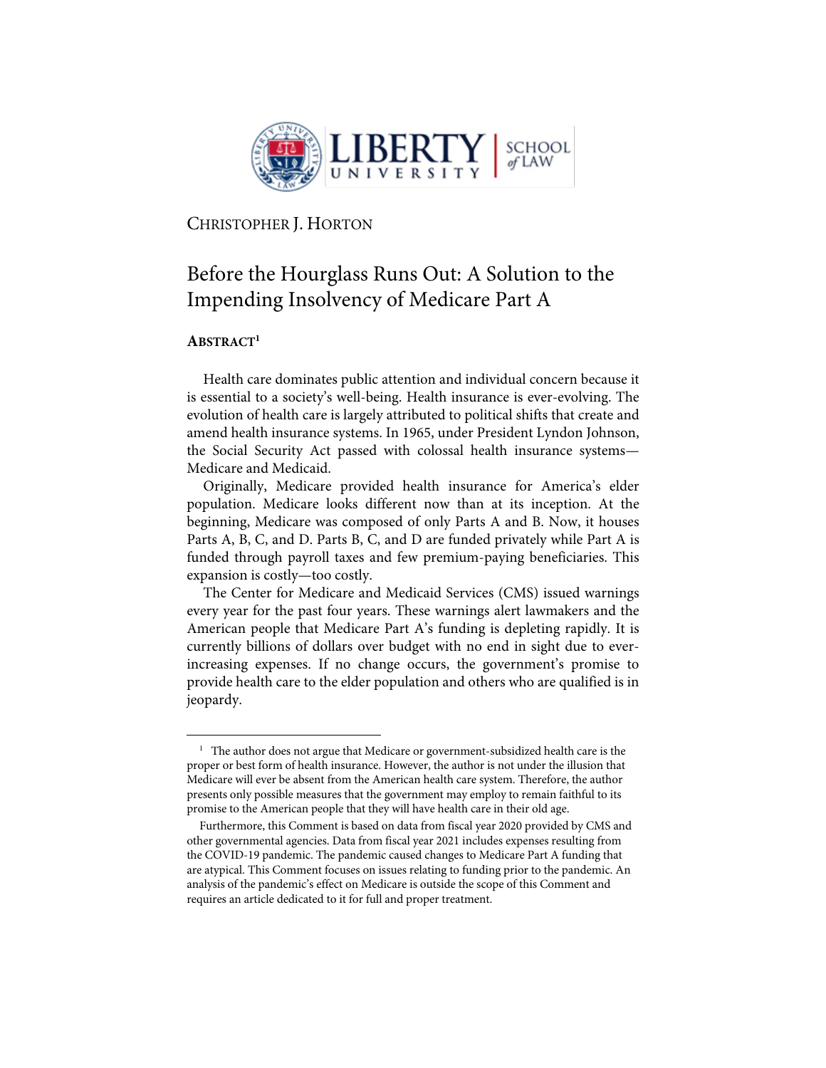CHRISTOPHER J. HORTON

# Before the Hourglass Runs Out: A Solution to the Impending Insolvency of Medicare Part A

## ABSTRACT[1]

Health care dominates public attention and individual concern because it is essential to a society's well-being. Health insurance is ever-evolving. The evolution of health care is largely attributed to political shifts that create and amend health insurance systems. In 1965, under President Lyndon Johnson, the Social Security Act passed with colossal health insurance systems—Medicare and Medicaid.

Originally, Medicare provided health insurance for America's elder population. Medicare looks different now than at its inception. At the beginning, Medicare was composed of only Parts A and B. Now, it houses Parts A, B, C, and D. Parts B, C, and D are funded privately while Part A is funded through payroll taxes and few premium-paying beneficiaries. This expansion is costly—too costly.

The Center for Medicare and Medicaid Services (CMS) issued warnings every year for the past four years. These warnings alert lawmakers and the American people that Medicare Part A's funding is depleting rapidly. It is currently billions of dollars over budget with no end in sight due to ever-increasing expenses. If no change occurs, the government's promise to provide health care to the elder population and others who are qualified is in jeopardy.

---

[1] The author does not argue that Medicare or government-subsidized health care is the proper or best form of health insurance. However, the author is not under the illusion that Medicare will ever be absent from the American health care system. Therefore, the author presents only possible measures that the government may employ to remain faithful to its promise to the American people that they will have health care in their old age.

Furthermore, this Comment is based on data from fiscal year 2020 provided by CMS and other governmental agencies. Data from fiscal year 2021 includes expenses resulting from the COVID-19 pandemic. The pandemic caused changes to Medicare Part A funding that are atypical. This Comment focuses on issues relating to funding prior to the pandemic. An analysis of the pandemic's effect on Medicare is outside the scope of this Comment and requires an article dedicated to it for full and proper treatment.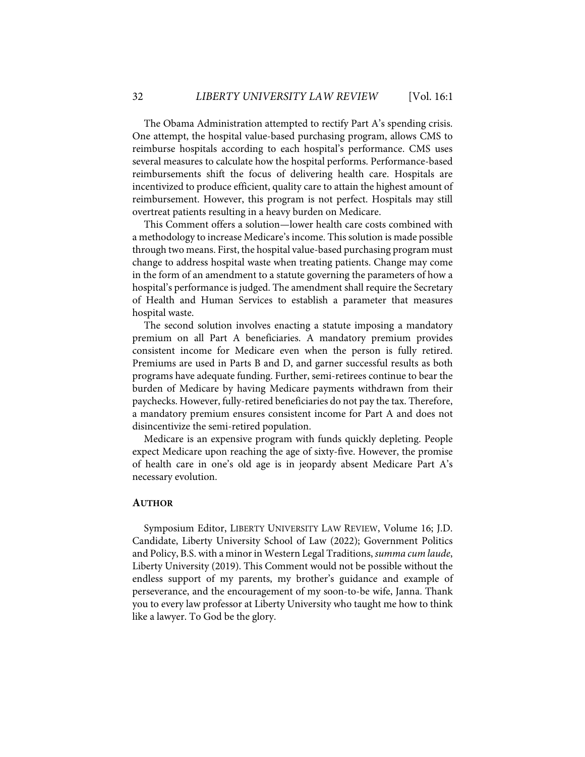The Obama Administration attempted to rectify Part A's spending crisis. One attempt, the hospital value-based purchasing program, allows CMS to reimburse hospitals according to each hospital's performance. CMS uses several measures to calculate how the hospital performs. Performance-based reimbursements shift the focus of delivering health care. Hospitals are incentivized to produce efficient, quality care to attain the highest amount of reimbursement. However, this program is not perfect. Hospitals may still overtreat patients resulting in a heavy burden on Medicare.

This Comment offers a solution—lower health care costs combined with a methodology to increase Medicare's income. This solution is made possible through two means. First, the hospital value-based purchasing program must change to address hospital waste when treating patients. Change may come in the form of an amendment to a statute governing the parameters of how a hospital's performance is judged. The amendment shall require the Secretary of Health and Human Services to establish a parameter that measures hospital waste.

The second solution involves enacting a statute imposing a mandatory premium on all Part A beneficiaries. A mandatory premium provides consistent income for Medicare even when the person is fully retired. Premiums are used in Parts B and D, and garner successful results as both programs have adequate funding. Further, semi-retirees continue to bear the burden of Medicare by having Medicare payments withdrawn from their paychecks. However, fully-retired beneficiaries do not pay the tax. Therefore, a mandatory premium ensures consistent income for Part A and does not disincentivize the semi-retired population.

Medicare is an expensive program with funds quickly depleting. People expect Medicare upon reaching the age of sixty-five. However, the promise of health care in one's old age is in jeopardy absent Medicare Part A's necessary evolution.

## AUTHOR

Symposium Editor, LIBERTY UNIVERSITY LAW REVIEW, Volume 16; J.D. Candidate, Liberty University School of Law (2022); Government Politics and Policy, B.S. with a minor in Western Legal Traditions, *summa cum laude*, Liberty University (2019). This Comment would not be possible without the endless support of my parents, my brother's guidance and example of perseverance, and the encouragement of my soon-to-be wife, Janna. Thank you to every law professor at Liberty University who taught me how to think like a lawyer. To God be the glory.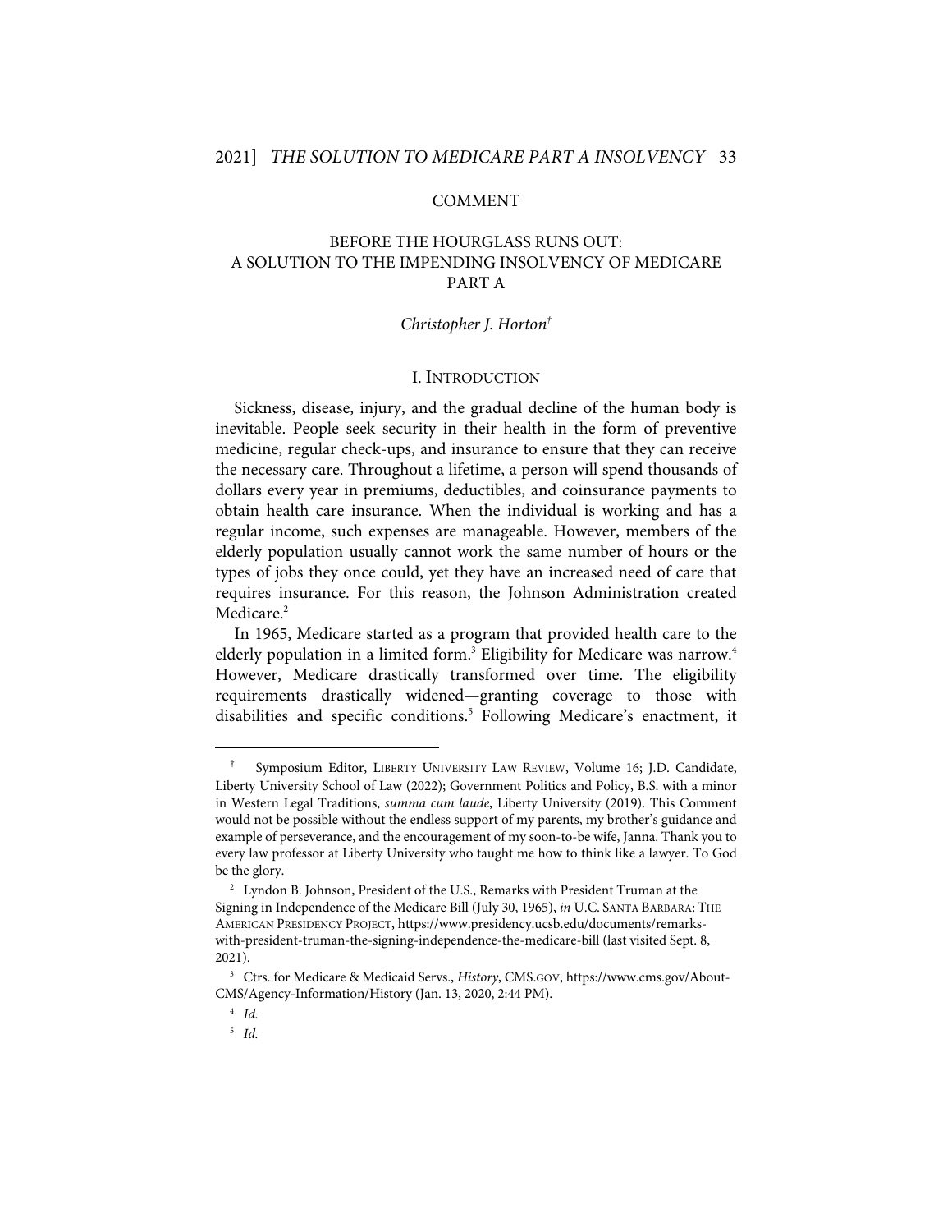COMMENT

# BEFORE THE HOURGLASS RUNS OUT: A SOLUTION TO THE IMPENDING INSOLVENCY OF MEDICARE PART A

*Christopher J. Horton*[†]

## I. INTRODUCTION

Sickness, disease, injury, and the gradual decline of the human body is inevitable. People seek security in their health in the form of preventive medicine, regular check-ups, and insurance to ensure that they can receive the necessary care. Throughout a lifetime, a person will spend thousands of dollars every year in premiums, deductibles, and coinsurance payments to obtain health care insurance. When the individual is working and has a regular income, such expenses are manageable. However, members of the elderly population usually cannot work the same number of hours or the types of jobs they once could, yet they have an increased need of care that requires insurance. For this reason, the Johnson Administration created Medicare.[2]

In 1965, Medicare started as a program that provided health care to the elderly population in a limited form.[3] Eligibility for Medicare was narrow.[4] However, Medicare drastically transformed over time. The eligibility requirements drastically widened—granting coverage to those with disabilities and specific conditions.[5] Following Medicare's enactment, it

---

[†] Symposium Editor, LIBERTY UNIVERSITY LAW REVIEW, Volume 16; J.D. Candidate, Liberty University School of Law (2022); Government Politics and Policy, B.S. with a minor in Western Legal Traditions, *summa cum laude*, Liberty University (2019). This Comment would not be possible without the endless support of my parents, my brother's guidance and example of perseverance, and the encouragement of my soon-to-be wife, Janna. Thank you to every law professor at Liberty University who taught me how to think like a lawyer. To God be the glory.

[2] Lyndon B. Johnson, President of the U.S., Remarks with President Truman at the Signing in Independence of the Medicare Bill (July 30, 1965), *in* U.C. SANTA BARBARA: THE AMERICAN PRESIDENCY PROJECT, https://www.presidency.ucsb.edu/documents/remarks-with-president-truman-the-signing-independence-the-medicare-bill (last visited Sept. 8, 2021).

[3] Ctrs. for Medicare & Medicaid Servs., *History*, CMS.GOV, https://www.cms.gov/About-CMS/Agency-Information/History (Jan. 13, 2020, 2:44 PM).

[4] *Id.*

[5] *Id.*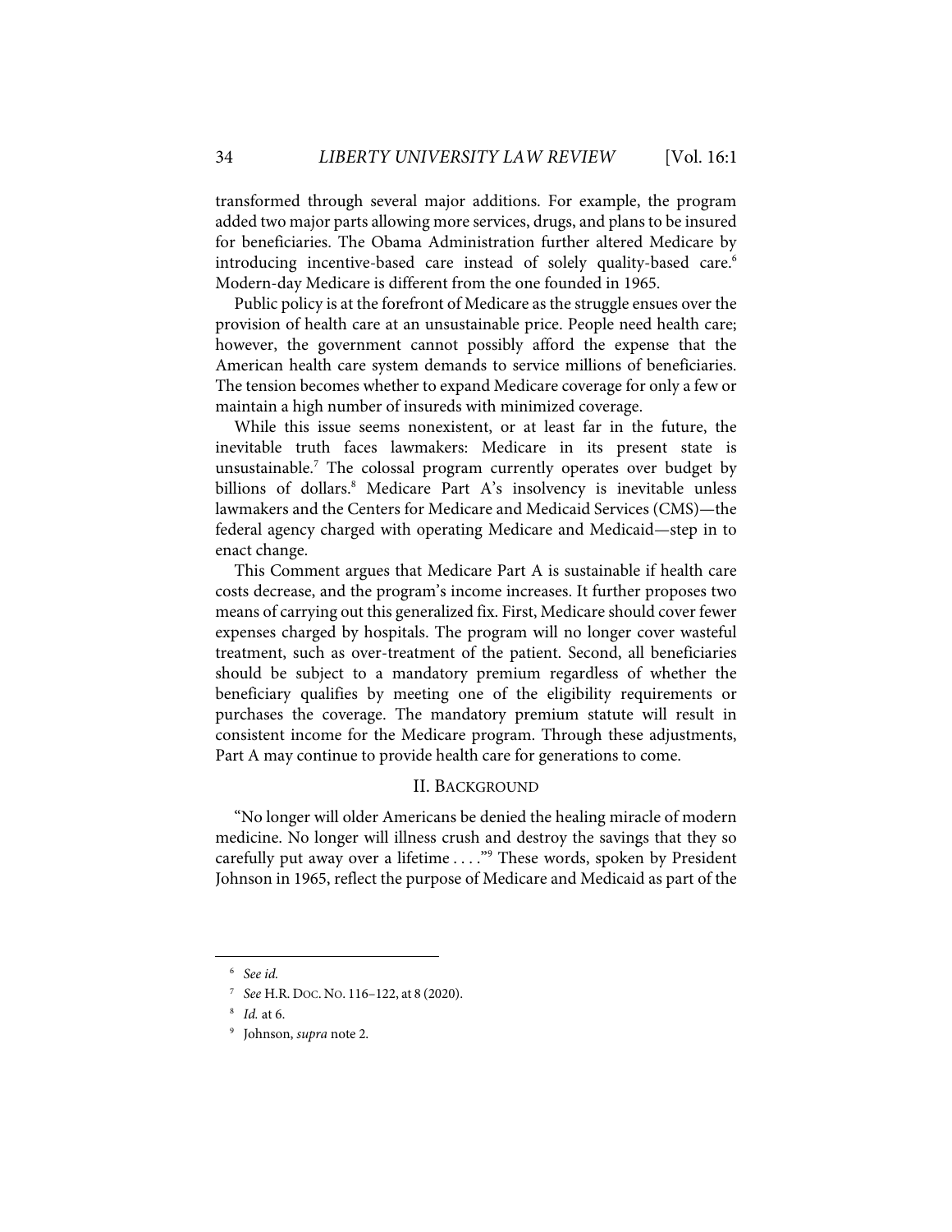transformed through several major additions. For example, the program added two major parts allowing more services, drugs, and plans to be insured for beneficiaries. The Obama Administration further altered Medicare by introducing incentive-based care instead of solely quality-based care.[6] Modern-day Medicare is different from the one founded in 1965.

Public policy is at the forefront of Medicare as the struggle ensues over the provision of health care at an unsustainable price. People need health care; however, the government cannot possibly afford the expense that the American health care system demands to service millions of beneficiaries. The tension becomes whether to expand Medicare coverage for only a few or maintain a high number of insureds with minimized coverage.

While this issue seems nonexistent, or at least far in the future, the inevitable truth faces lawmakers: Medicare in its present state is unsustainable.[7] The colossal program currently operates over budget by billions of dollars.[8] Medicare Part A's insolvency is inevitable unless lawmakers and the Centers for Medicare and Medicaid Services (CMS)—the federal agency charged with operating Medicare and Medicaid—step in to enact change.

This Comment argues that Medicare Part A is sustainable if health care costs decrease, and the program's income increases. It further proposes two means of carrying out this generalized fix. First, Medicare should cover fewer expenses charged by hospitals. The program will no longer cover wasteful treatment, such as over-treatment of the patient. Second, all beneficiaries should be subject to a mandatory premium regardless of whether the beneficiary qualifies by meeting one of the eligibility requirements or purchases the coverage. The mandatory premium statute will result in consistent income for the Medicare program. Through these adjustments, Part A may continue to provide health care for generations to come.

## II. BACKGROUND

"No longer will older Americans be denied the healing miracle of modern medicine. No longer will illness crush and destroy the savings that they so carefully put away over a lifetime . . . ."[9] These words, spoken by President Johnson in 1965, reflect the purpose of Medicare and Medicaid as part of the

---

[6] *See id.*

[7] *See* H.R. DOC. NO. 116–122, at 8 (2020).

[8] *Id.* at 6.

[9] Johnson, *supra* note 2.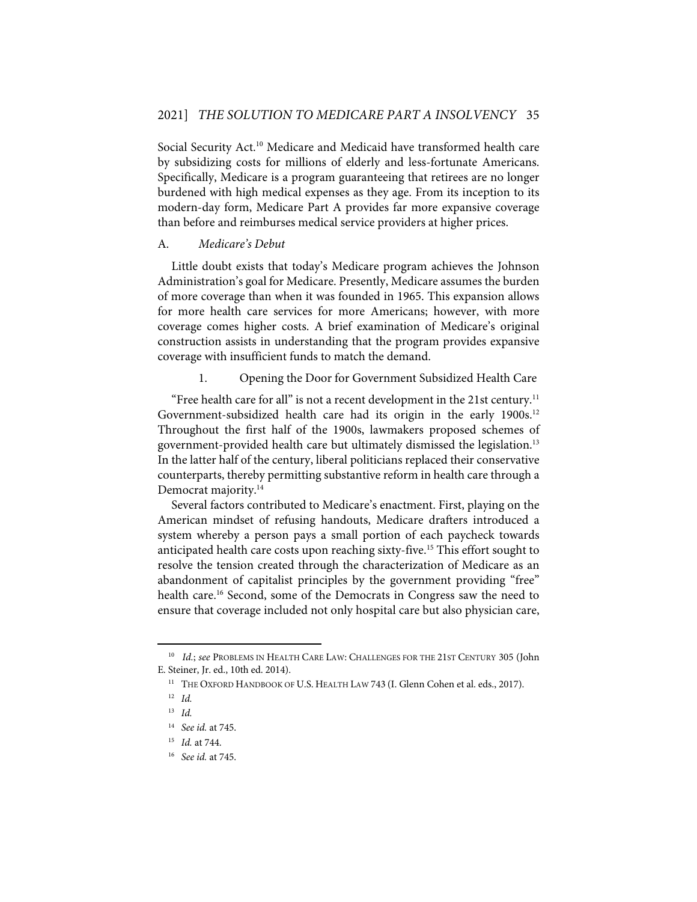Social Security Act.[10] Medicare and Medicaid have transformed health care by subsidizing costs for millions of elderly and less-fortunate Americans. Specifically, Medicare is a program guaranteeing that retirees are no longer burdened with high medical expenses as they age. From its inception to its modern-day form, Medicare Part A provides far more expansive coverage than before and reimburses medical service providers at higher prices.

### A. *Medicare's Debut*

Little doubt exists that today's Medicare program achieves the Johnson Administration's goal for Medicare. Presently, Medicare assumes the burden of more coverage than when it was founded in 1965. This expansion allows for more health care services for more Americans; however, with more coverage comes higher costs. A brief examination of Medicare's original construction assists in understanding that the program provides expansive coverage with insufficient funds to match the demand.

#### 1. Opening the Door for Government Subsidized Health Care

"Free health care for all" is not a recent development in the 21st century.[11] Government-subsidized health care had its origin in the early 1900s.[12] Throughout the first half of the 1900s, lawmakers proposed schemes of government-provided health care but ultimately dismissed the legislation.[13] In the latter half of the century, liberal politicians replaced their conservative counterparts, thereby permitting substantive reform in health care through a Democrat majority.[14]

Several factors contributed to Medicare's enactment. First, playing on the American mindset of refusing handouts, Medicare drafters introduced a system whereby a person pays a small portion of each paycheck towards anticipated health care costs upon reaching sixty-five.[15] This effort sought to resolve the tension created through the characterization of Medicare as an abandonment of capitalist principles by the government providing "free" health care.[16] Second, some of the Democrats in Congress saw the need to ensure that coverage included not only hospital care but also physician care,

---

[10] *Id.*; *see* PROBLEMS IN HEALTH CARE LAW: CHALLENGES FOR THE 21ST CENTURY 305 (John E. Steiner, Jr. ed., 10th ed. 2014).

[11] THE OXFORD HANDBOOK OF U.S. HEALTH LAW 743 (I. Glenn Cohen et al. eds., 2017).

[12] *Id.*

[13] *Id.*

[14] *See id.* at 745.

[15] *Id.* at 744.

[16] *See id.* at 745.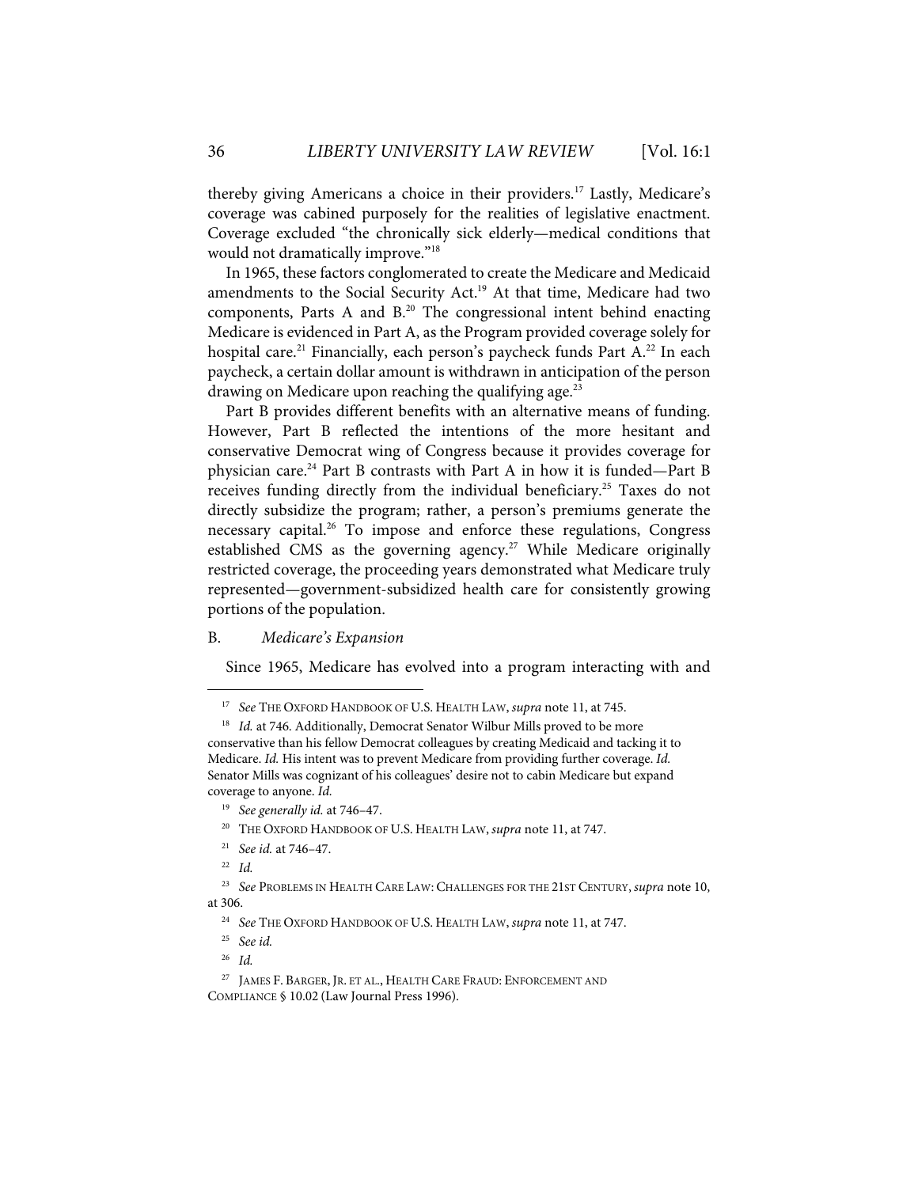thereby giving Americans a choice in their providers.[17] Lastly, Medicare's coverage was cabined purposely for the realities of legislative enactment. Coverage excluded "the chronically sick elderly—medical conditions that would not dramatically improve."[18]

In 1965, these factors conglomerated to create the Medicare and Medicaid amendments to the Social Security Act.[19] At that time, Medicare had two components, Parts A and B.[20] The congressional intent behind enacting Medicare is evidenced in Part A, as the Program provided coverage solely for hospital care.[21] Financially, each person's paycheck funds Part A.[22] In each paycheck, a certain dollar amount is withdrawn in anticipation of the person drawing on Medicare upon reaching the qualifying age.[23]

Part B provides different benefits with an alternative means of funding. However, Part B reflected the intentions of the more hesitant and conservative Democrat wing of Congress because it provides coverage for physician care.[24] Part B contrasts with Part A in how it is funded—Part B receives funding directly from the individual beneficiary.[25] Taxes do not directly subsidize the program; rather, a person's premiums generate the necessary capital.[26] To impose and enforce these regulations, Congress established CMS as the governing agency.[27] While Medicare originally restricted coverage, the proceeding years demonstrated what Medicare truly represented—government-subsidized health care for consistently growing portions of the population.

### B. *Medicare's Expansion*

Since 1965, Medicare has evolved into a program interacting with and

---

[17] *See* THE OXFORD HANDBOOK OF U.S. HEALTH LAW, *supra* note 11, at 745.

[18] *Id.* at 746. Additionally, Democrat Senator Wilbur Mills proved to be more conservative than his fellow Democrat colleagues by creating Medicaid and tacking it to Medicare. *Id.* His intent was to prevent Medicare from providing further coverage. *Id.* Senator Mills was cognizant of his colleagues' desire not to cabin Medicare but expand coverage to anyone. *Id.*

[19] *See generally id.* at 746–47.

[20] THE OXFORD HANDBOOK OF U.S. HEALTH LAW, *supra* note 11, at 747.

[21] *See id.* at 746–47.

[22] *Id.*

[23] *See* PROBLEMS IN HEALTH CARE LAW: CHALLENGES FOR THE 21ST CENTURY, *supra* note 10, at 306.

[24] *See* THE OXFORD HANDBOOK OF U.S. HEALTH LAW, *supra* note 11, at 747.

[25] *See id.*

[26] *Id.*

[27] JAMES F. BARGER, JR. ET AL., HEALTH CARE FRAUD: ENFORCEMENT AND COMPLIANCE § 10.02 (Law Journal Press 1996).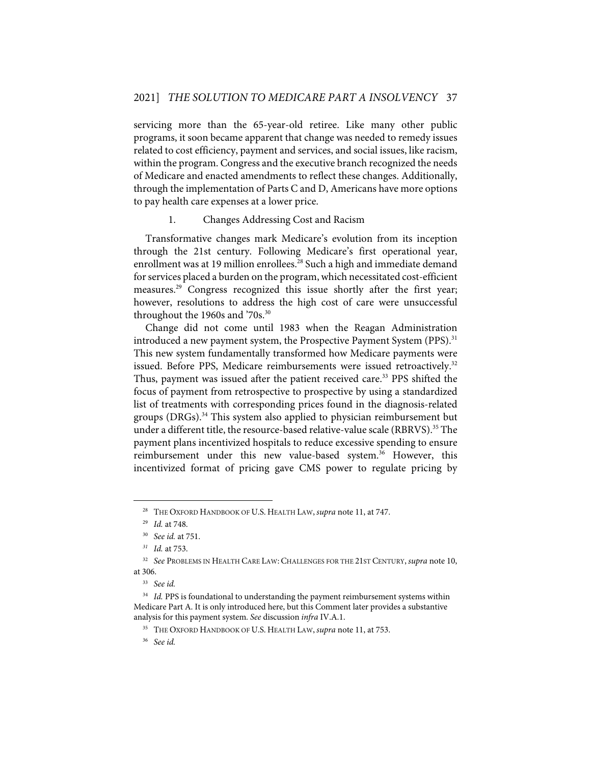servicing more than the 65-year-old retiree. Like many other public programs, it soon became apparent that change was needed to remedy issues related to cost efficiency, payment and services, and social issues, like racism, within the program. Congress and the executive branch recognized the needs of Medicare and enacted amendments to reflect these changes. Additionally, through the implementation of Parts C and D, Americans have more options to pay health care expenses at a lower price.

### 1. Changes Addressing Cost and Racism

Transformative changes mark Medicare's evolution from its inception through the 21st century. Following Medicare's first operational year, enrollment was at 19 million enrollees.[28] Such a high and immediate demand for services placed a burden on the program, which necessitated cost-efficient measures.[29] Congress recognized this issue shortly after the first year; however, resolutions to address the high cost of care were unsuccessful throughout the 1960s and '70s.[30]

Change did not come until 1983 when the Reagan Administration introduced a new payment system, the Prospective Payment System (PPS).[31] This new system fundamentally transformed how Medicare payments were issued. Before PPS, Medicare reimbursements were issued retroactively.[32] Thus, payment was issued after the patient received care.[33] PPS shifted the focus of payment from retrospective to prospective by using a standardized list of treatments with corresponding prices found in the diagnosis-related groups (DRGs).[34] This system also applied to physician reimbursement but under a different title, the resource-based relative-value scale (RBRVS).[35] The payment plans incentivized hospitals to reduce excessive spending to ensure reimbursement under this new value-based system.[36] However, this incentivized format of pricing gave CMS power to regulate pricing by

---

[28] THE OXFORD HANDBOOK OF U.S. HEALTH LAW, *supra* note 11, at 747.

[29] *Id.* at 748.

[30] *See id.* at 751.

[31] *Id.* at 753.

[32] *See* PROBLEMS IN HEALTH CARE LAW: CHALLENGES FOR THE 21ST CENTURY, *supra* note 10, at 306.

[33] *See id.*

[34] *Id.* PPS is foundational to understanding the payment reimbursement systems within Medicare Part A. It is only introduced here, but this Comment later provides a substantive analysis for this payment system. *See* discussion *infra* IV.A.1.

[35] THE OXFORD HANDBOOK OF U.S. HEALTH LAW, *supra* note 11, at 753.

[36] *See id.*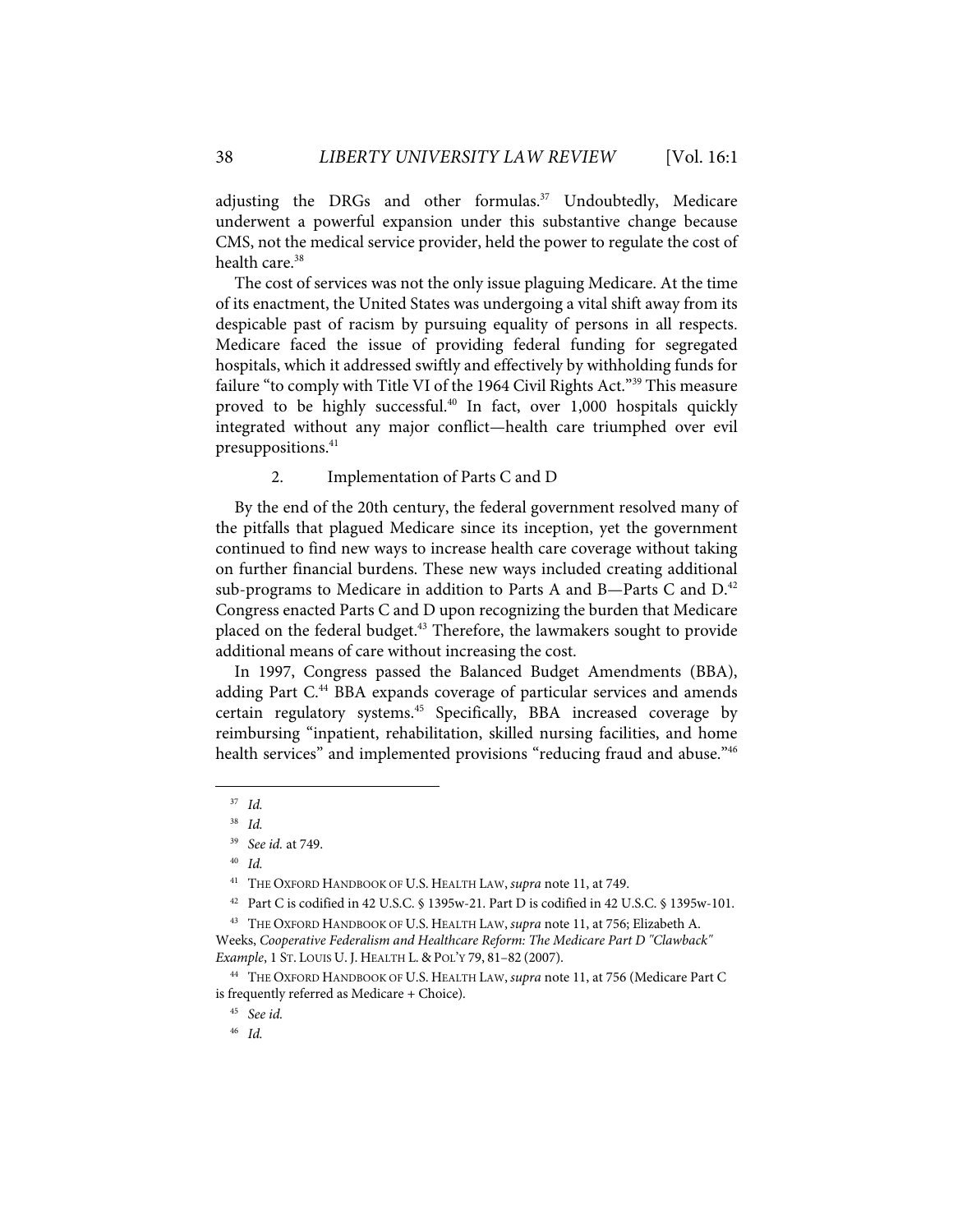adjusting the DRGs and other formulas.[37] Undoubtedly, Medicare underwent a powerful expansion under this substantive change because CMS, not the medical service provider, held the power to regulate the cost of health care.[38]

The cost of services was not the only issue plaguing Medicare. At the time of its enactment, the United States was undergoing a vital shift away from its despicable past of racism by pursuing equality of persons in all respects. Medicare faced the issue of providing federal funding for segregated hospitals, which it addressed swiftly and effectively by withholding funds for failure "to comply with Title VI of the 1964 Civil Rights Act."[39] This measure proved to be highly successful.[40] In fact, over 1,000 hospitals quickly integrated without any major conflict—health care triumphed over evil presuppositions.[41]

### 2. Implementation of Parts C and D

By the end of the 20th century, the federal government resolved many of the pitfalls that plagued Medicare since its inception, yet the government continued to find new ways to increase health care coverage without taking on further financial burdens. These new ways included creating additional sub-programs to Medicare in addition to Parts A and B—Parts C and D.[42] Congress enacted Parts C and D upon recognizing the burden that Medicare placed on the federal budget.[43] Therefore, the lawmakers sought to provide additional means of care without increasing the cost.

In 1997, Congress passed the Balanced Budget Amendments (BBA), adding Part C.[44] BBA expands coverage of particular services and amends certain regulatory systems.[45] Specifically, BBA increased coverage by reimbursing "inpatient, rehabilitation, skilled nursing facilities, and home health services" and implemented provisions "reducing fraud and abuse."[46]

---

[37] *Id.*

[38] *Id.*

[39] *See id.* at 749.

[40] *Id.*

[41] THE OXFORD HANDBOOK OF U.S. HEALTH LAW, *supra* note 11, at 749.

[42] Part C is codified in 42 U.S.C. § 1395w-21. Part D is codified in 42 U.S.C. § 1395w-101.

[43] THE OXFORD HANDBOOK OF U.S. HEALTH LAW, *supra* note 11, at 756; Elizabeth A. Weeks, *Cooperative Federalism and Healthcare Reform: The Medicare Part D "Clawback" Example*, 1 ST. LOUIS U. J. HEALTH L. & POL'Y 79, 81–82 (2007).

[44] THE OXFORD HANDBOOK OF U.S. HEALTH LAW, *supra* note 11, at 756 (Medicare Part C is frequently referred as Medicare + Choice).

[45] *See id.*

[46] *Id.*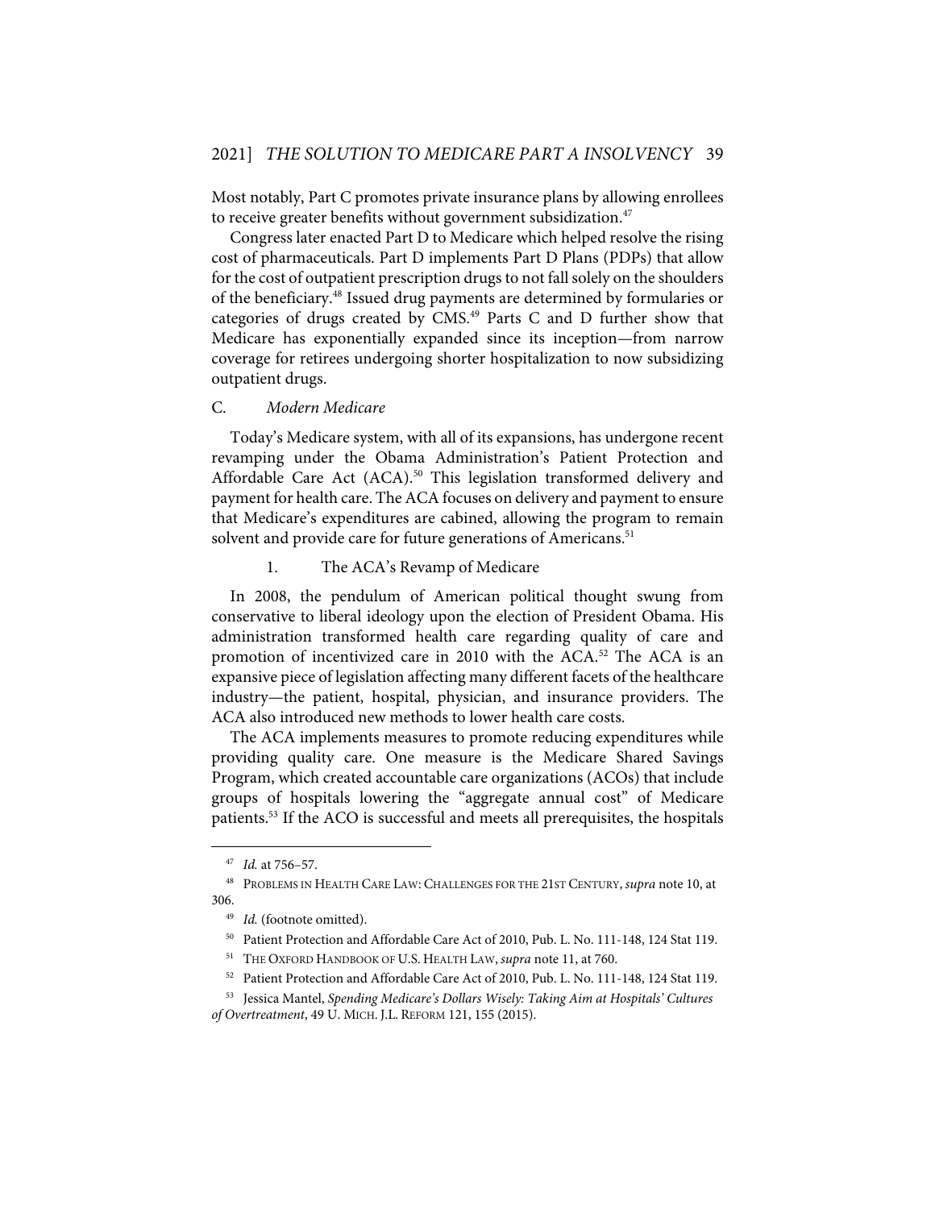Most notably, Part C promotes private insurance plans by allowing enrollees to receive greater benefits without government subsidization.[47]

Congress later enacted Part D to Medicare which helped resolve the rising cost of pharmaceuticals. Part D implements Part D Plans (PDPs) that allow for the cost of outpatient prescription drugs to not fall solely on the shoulders of the beneficiary.[48] Issued drug payments are determined by formularies or categories of drugs created by CMS.[49] Parts C and D further show that Medicare has exponentially expanded since its inception—from narrow coverage for retirees undergoing shorter hospitalization to now subsidizing outpatient drugs.

### C. *Modern Medicare*

Today's Medicare system, with all of its expansions, has undergone recent revamping under the Obama Administration's Patient Protection and Affordable Care Act (ACA).[50] This legislation transformed delivery and payment for health care. The ACA focuses on delivery and payment to ensure that Medicare's expenditures are cabined, allowing the program to remain solvent and provide care for future generations of Americans.[51]

#### 1. The ACA's Revamp of Medicare

In 2008, the pendulum of American political thought swung from conservative to liberal ideology upon the election of President Obama. His administration transformed health care regarding quality of care and promotion of incentivized care in 2010 with the ACA.[52] The ACA is an expansive piece of legislation affecting many different facets of the healthcare industry—the patient, hospital, physician, and insurance providers. The ACA also introduced new methods to lower health care costs.

The ACA implements measures to promote reducing expenditures while providing quality care. One measure is the Medicare Shared Savings Program, which created accountable care organizations (ACOs) that include groups of hospitals lowering the "aggregate annual cost" of Medicare patients.[53] If the ACO is successful and meets all prerequisites, the hospitals

---

[47] *Id.* at 756–57.

[48] PROBLEMS IN HEALTH CARE LAW: CHALLENGES FOR THE 21ST CENTURY, *supra* note 10, at 306.

[49] *Id.* (footnote omitted).

[50] Patient Protection and Affordable Care Act of 2010, Pub. L. No. 111-148, 124 Stat 119.

[51] THE OXFORD HANDBOOK OF U.S. HEALTH LAW, *supra* note 11, at 760.

[52] Patient Protection and Affordable Care Act of 2010, Pub. L. No. 111-148, 124 Stat 119.

[53] Jessica Mantel, *Spending Medicare's Dollars Wisely: Taking Aim at Hospitals' Cultures of Overtreatment*, 49 U. MICH. J.L. REFORM 121, 155 (2015).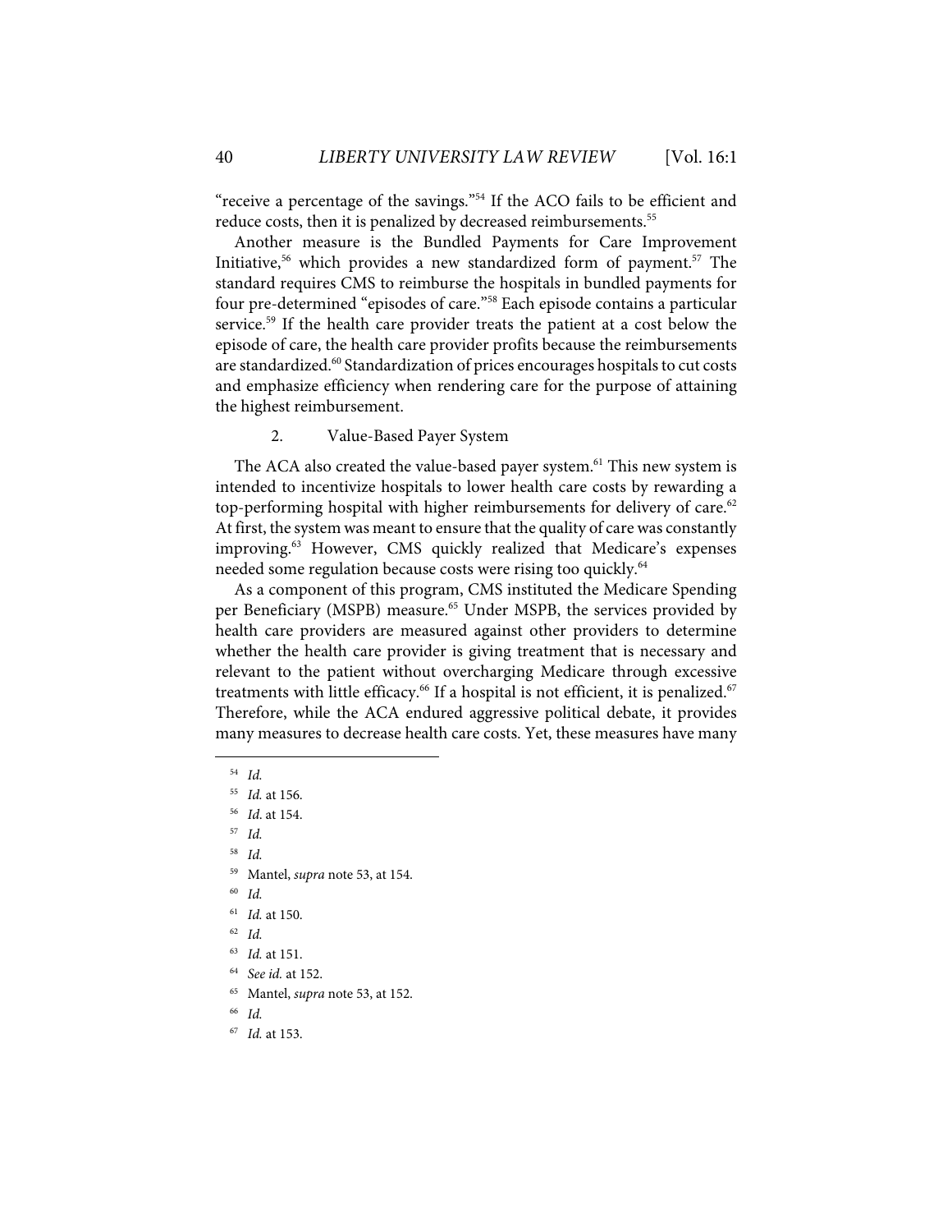"receive a percentage of the savings."[54] If the ACO fails to be efficient and reduce costs, then it is penalized by decreased reimbursements.[55]

Another measure is the Bundled Payments for Care Improvement Initiative,[56] which provides a new standardized form of payment.[57] The standard requires CMS to reimburse the hospitals in bundled payments for four pre-determined "episodes of care."[58] Each episode contains a particular service.[59] If the health care provider treats the patient at a cost below the episode of care, the health care provider profits because the reimbursements are standardized.[60] Standardization of prices encourages hospitals to cut costs and emphasize efficiency when rendering care for the purpose of attaining the highest reimbursement.

### 2. Value-Based Payer System

The ACA also created the value-based payer system.[61] This new system is intended to incentivize hospitals to lower health care costs by rewarding a top-performing hospital with higher reimbursements for delivery of care.[62] At first, the system was meant to ensure that the quality of care was constantly improving.[63] However, CMS quickly realized that Medicare's expenses needed some regulation because costs were rising too quickly.[64]

As a component of this program, CMS instituted the Medicare Spending per Beneficiary (MSPB) measure.[65] Under MSPB, the services provided by health care providers are measured against other providers to determine whether the health care provider is giving treatment that is necessary and relevant to the patient without overcharging Medicare through excessive treatments with little efficacy.[66] If a hospital is not efficient, it is penalized.[67] Therefore, while the ACA endured aggressive political debate, it provides many measures to decrease health care costs. Yet, these measures have many

---

[54] *Id.*

[55] *Id.* at 156.

[56] *Id.* at 154.

[57] *Id.*

[58] *Id.*

[59] Mantel, *supra* note 53, at 154.

[60] *Id.*

[61] *Id.* at 150.

[62] *Id.*

[63] *Id.* at 151.

[64] *See id.* at 152.

[65] Mantel, *supra* note 53, at 152.

[66] *Id.*

[67] *Id.* at 153.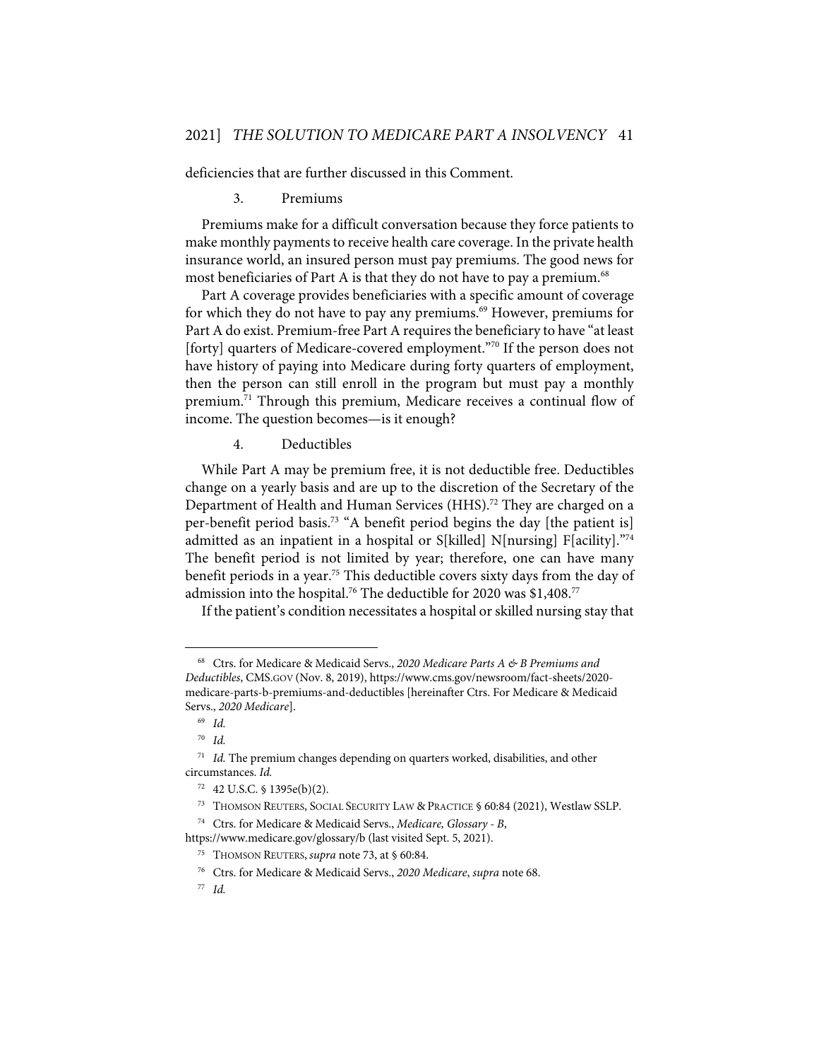deficiencies that are further discussed in this Comment.

### 3. Premiums

Premiums make for a difficult conversation because they force patients to make monthly payments to receive health care coverage. In the private health insurance world, an insured person must pay premiums. The good news for most beneficiaries of Part A is that they do not have to pay a premium.[68]

Part A coverage provides beneficiaries with a specific amount of coverage for which they do not have to pay any premiums.[69] However, premiums for Part A do exist. Premium-free Part A requires the beneficiary to have "at least [forty] quarters of Medicare-covered employment."[70] If the person does not have history of paying into Medicare during forty quarters of employment, then the person can still enroll in the program but must pay a monthly premium.[71] Through this premium, Medicare receives a continual flow of income. The question becomes—is it enough?

### 4. Deductibles

While Part A may be premium free, it is not deductible free. Deductibles change on a yearly basis and are up to the discretion of the Secretary of the Department of Health and Human Services (HHS).[72] They are charged on a per-benefit period basis.[73] "A benefit period begins the day [the patient is] admitted as an inpatient in a hospital or S[killed] N[nursing] F[acility]."[74] The benefit period is not limited by year; therefore, one can have many benefit periods in a year.[75] This deductible covers sixty days from the day of admission into the hospital.[76] The deductible for 2020 was $1,408.[77]

If the patient's condition necessitates a hospital or skilled nursing stay that

---

[68] Ctrs. for Medicare & Medicaid Servs., *2020 Medicare Parts A & B Premiums and Deductibles*, CMS.GOV (Nov. 8, 2019), https://www.cms.gov/newsroom/fact-sheets/2020-medicare-parts-b-premiums-and-deductibles [hereinafter Ctrs. For Medicare & Medicaid Servs., *2020 Medicare*].

[69] *Id.*

[70] *Id.*

[71] *Id.* The premium changes depending on quarters worked, disabilities, and other circumstances. *Id.*

[72] 42 U.S.C. § 1395e(b)(2).

[73] THOMSON REUTERS, SOCIAL SECURITY LAW & PRACTICE § 60:84 (2021), Westlaw SSLP.

[74] Ctrs. for Medicare & Medicaid Servs., *Medicare, Glossary - B*, https://www.medicare.gov/glossary/b (last visited Sept. 5, 2021).

[75] THOMSON REUTERS, *supra* note 73, at § 60:84.

[76] Ctrs. for Medicare & Medicaid Servs., *2020 Medicare*, *supra* note 68.

[77] *Id.*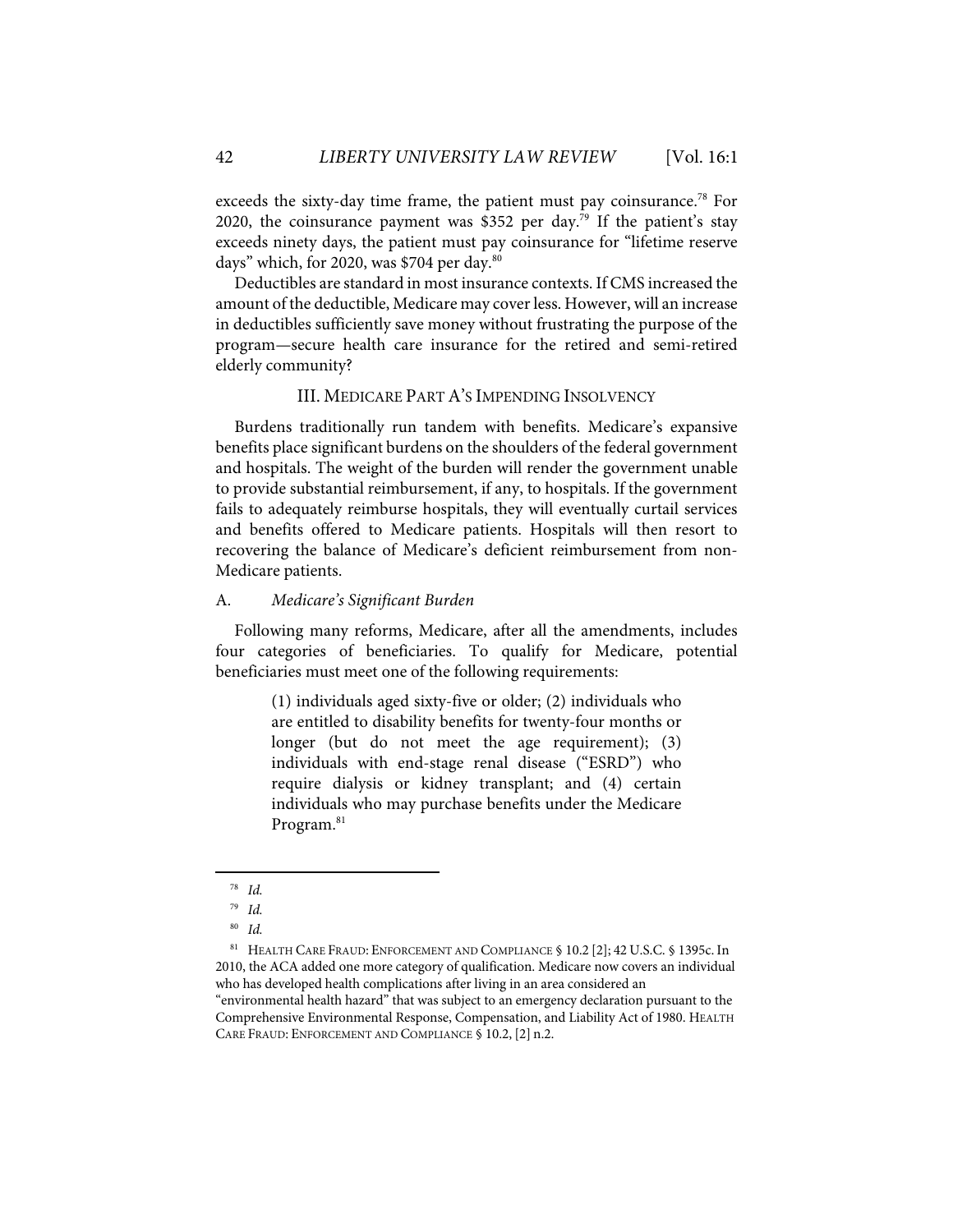exceeds the sixty-day time frame, the patient must pay coinsurance.[78] For 2020, the coinsurance payment was $352 per day.[79] If the patient's stay exceeds ninety days, the patient must pay coinsurance for "lifetime reserve days" which, for 2020, was $704 per day.[80]

Deductibles are standard in most insurance contexts. If CMS increased the amount of the deductible, Medicare may cover less. However, will an increase in deductibles sufficiently save money without frustrating the purpose of the program—secure health care insurance for the retired and semi-retired elderly community?

## III. MEDICARE PART A'S IMPENDING INSOLVENCY

Burdens traditionally run tandem with benefits. Medicare's expansive benefits place significant burdens on the shoulders of the federal government and hospitals. The weight of the burden will render the government unable to provide substantial reimbursement, if any, to hospitals. If the government fails to adequately reimburse hospitals, they will eventually curtail services and benefits offered to Medicare patients. Hospitals will then resort to recovering the balance of Medicare's deficient reimbursement from non-Medicare patients.

### A. *Medicare's Significant Burden*

Following many reforms, Medicare, after all the amendments, includes four categories of beneficiaries. To qualify for Medicare, potential beneficiaries must meet one of the following requirements:

> (1) individuals aged sixty-five or older; (2) individuals who are entitled to disability benefits for twenty-four months or longer (but do not meet the age requirement); (3) individuals with end-stage renal disease ("ESRD") who require dialysis or kidney transplant; and (4) certain individuals who may purchase benefits under the Medicare Program.[81]

---

[78] *Id.*

[79] *Id.*

[80] *Id.*

[81] HEALTH CARE FRAUD: ENFORCEMENT AND COMPLIANCE § 10.2 [2]; 42 U.S.C. § 1395c. In 2010, the ACA added one more category of qualification. Medicare now covers an individual who has developed health complications after living in an area considered an "environmental health hazard" that was subject to an emergency declaration pursuant to the Comprehensive Environmental Response, Compensation, and Liability Act of 1980. HEALTH CARE FRAUD: ENFORCEMENT AND COMPLIANCE § 10.2, [2] n.2.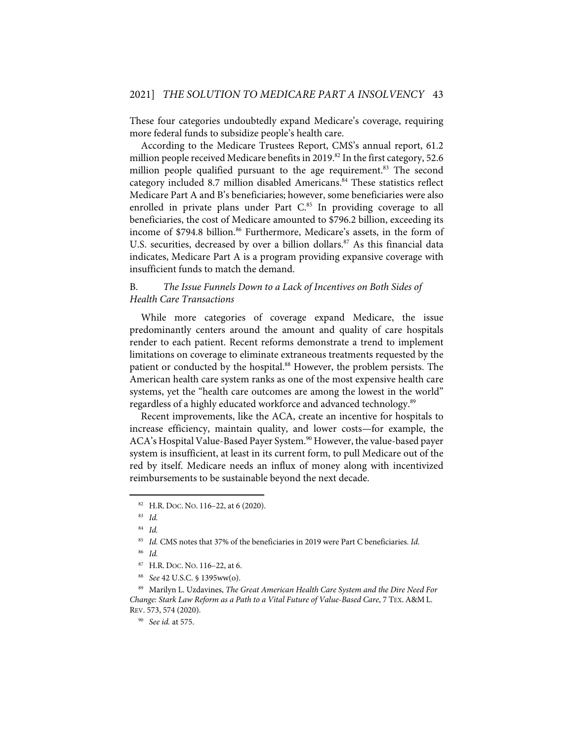These four categories undoubtedly expand Medicare's coverage, requiring more federal funds to subsidize people's health care.

According to the Medicare Trustees Report, CMS's annual report, 61.2 million people received Medicare benefits in 2019.[82] In the first category, 52.6 million people qualified pursuant to the age requirement.[83] The second category included 8.7 million disabled Americans.[84] These statistics reflect Medicare Part A and B's beneficiaries; however, some beneficiaries were also enrolled in private plans under Part C.[85] In providing coverage to all beneficiaries, the cost of Medicare amounted to $796.2 billion, exceeding its income of $794.8 billion.[86] Furthermore, Medicare's assets, in the form of U.S. securities, decreased by over a billion dollars.[87] As this financial data indicates, Medicare Part A is a program providing expansive coverage with insufficient funds to match the demand.

### B. *The Issue Funnels Down to a Lack of Incentives on Both Sides of Health Care Transactions*

While more categories of coverage expand Medicare, the issue predominantly centers around the amount and quality of care hospitals render to each patient. Recent reforms demonstrate a trend to implement limitations on coverage to eliminate extraneous treatments requested by the patient or conducted by the hospital.[88] However, the problem persists. The American health care system ranks as one of the most expensive health care systems, yet the "health care outcomes are among the lowest in the world" regardless of a highly educated workforce and advanced technology.[89]

Recent improvements, like the ACA, create an incentive for hospitals to increase efficiency, maintain quality, and lower costs—for example, the ACA's Hospital Value-Based Payer System.[90] However, the value-based payer system is insufficient, at least in its current form, to pull Medicare out of the red by itself. Medicare needs an influx of money along with incentivized reimbursements to be sustainable beyond the next decade.

---

[82] H.R. DOC. NO. 116–22, at 6 (2020).

[83] *Id.*

[84] *Id.*

[85] *Id.* CMS notes that 37% of the beneficiaries in 2019 were Part C beneficiaries. *Id.*

[86] *Id.*

[87] H.R. DOC. NO. 116–22, at 6.

[88] *See* 42 U.S.C. § 1395ww(o).

[89] Marilyn L. Uzdavines, *The Great American Health Care System and the Dire Need For Change: Stark Law Reform as a Path to a Vital Future of Value-Based Care*, 7 TEX. A&M L. REV. 573, 574 (2020).

[90] *See id.* at 575.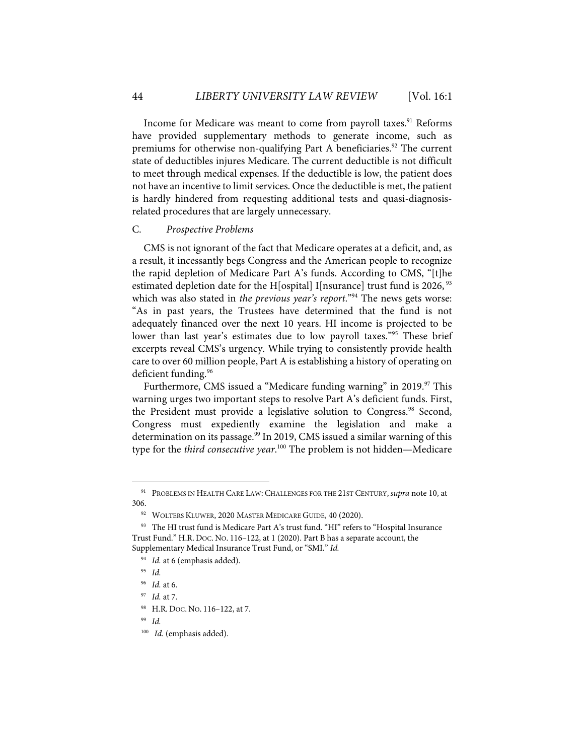Income for Medicare was meant to come from payroll taxes.[91] Reforms have provided supplementary methods to generate income, such as premiums for otherwise non-qualifying Part A beneficiaries.[92] The current state of deductibles injures Medicare. The current deductible is not difficult to meet through medical expenses. If the deductible is low, the patient does not have an incentive to limit services. Once the deductible is met, the patient is hardly hindered from requesting additional tests and quasi-diagnosis-related procedures that are largely unnecessary.

### C. *Prospective Problems*

CMS is not ignorant of the fact that Medicare operates at a deficit, and, as a result, it incessantly begs Congress and the American people to recognize the rapid depletion of Medicare Part A's funds. According to CMS, "[t]he estimated depletion date for the H[ospital] I[nsurance] trust fund is 2026,[93] which was also stated in *the previous year's report*."[94] The news gets worse: "As in past years, the Trustees have determined that the fund is not adequately financed over the next 10 years. HI income is projected to be lower than last year's estimates due to low payroll taxes."[95] These brief excerpts reveal CMS's urgency. While trying to consistently provide health care to over 60 million people, Part A is establishing a history of operating on deficient funding.[96]

Furthermore, CMS issued a "Medicare funding warning" in 2019.[97] This warning urges two important steps to resolve Part A's deficient funds. First, the President must provide a legislative solution to Congress.[98] Second, Congress must expediently examine the legislation and make a determination on its passage.[99] In 2019, CMS issued a similar warning of this type for the *third consecutive year*.[100] The problem is not hidden—Medicare

---

[91] PROBLEMS IN HEALTH CARE LAW: CHALLENGES FOR THE 21ST CENTURY, *supra* note 10, at 306.

[92] WOLTERS KLUWER, 2020 MASTER MEDICARE GUIDE, 40 (2020).

[93] The HI trust fund is Medicare Part A's trust fund. "HI" refers to "Hospital Insurance Trust Fund." H.R. DOC. NO. 116–122, at 1 (2020). Part B has a separate account, the Supplementary Medical Insurance Trust Fund, or "SMI." *Id.*

[94] *Id.* at 6 (emphasis added).

[95] *Id.*

[96] *Id.* at 6.

[97] *Id.* at 7.

[98] H.R. DOC. NO. 116–122, at 7.

[99] *Id.*

[100] *Id.* (emphasis added).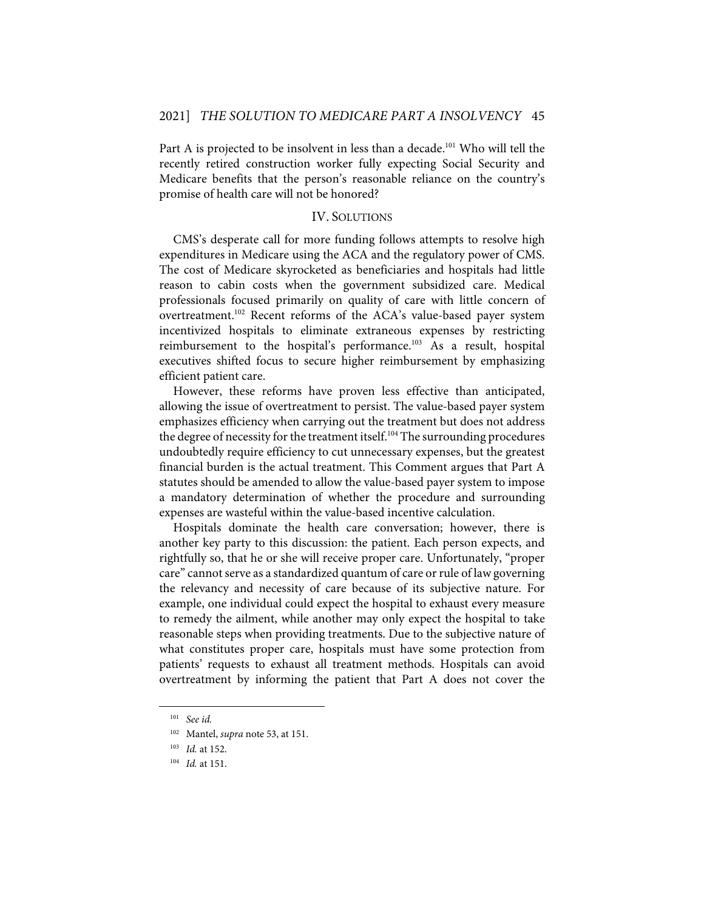Part A is projected to be insolvent in less than a decade.[101] Who will tell the recently retired construction worker fully expecting Social Security and Medicare benefits that the person's reasonable reliance on the country's promise of health care will not be honored?

## IV. SOLUTIONS

CMS's desperate call for more funding follows attempts to resolve high expenditures in Medicare using the ACA and the regulatory power of CMS. The cost of Medicare skyrocketed as beneficiaries and hospitals had little reason to cabin costs when the government subsidized care. Medical professionals focused primarily on quality of care with little concern of overtreatment.[102] Recent reforms of the ACA's value-based payer system incentivized hospitals to eliminate extraneous expenses by restricting reimbursement to the hospital's performance.[103] As a result, hospital executives shifted focus to secure higher reimbursement by emphasizing efficient patient care.

However, these reforms have proven less effective than anticipated, allowing the issue of overtreatment to persist. The value-based payer system emphasizes efficiency when carrying out the treatment but does not address the degree of necessity for the treatment itself.[104] The surrounding procedures undoubtedly require efficiency to cut unnecessary expenses, but the greatest financial burden is the actual treatment. This Comment argues that Part A statutes should be amended to allow the value-based payer system to impose a mandatory determination of whether the procedure and surrounding expenses are wasteful within the value-based incentive calculation.

Hospitals dominate the health care conversation; however, there is another key party to this discussion: the patient. Each person expects, and rightfully so, that he or she will receive proper care. Unfortunately, "proper care" cannot serve as a standardized quantum of care or rule of law governing the relevancy and necessity of care because of its subjective nature. For example, one individual could expect the hospital to exhaust every measure to remedy the ailment, while another may only expect the hospital to take reasonable steps when providing treatments. Due to the subjective nature of what constitutes proper care, hospitals must have some protection from patients' requests to exhaust all treatment methods. Hospitals can avoid overtreatment by informing the patient that Part A does not cover the

---

[101] *See id.*

[102] Mantel, *supra* note 53, at 151.

[103] *Id.* at 152.

[104] *Id.* at 151.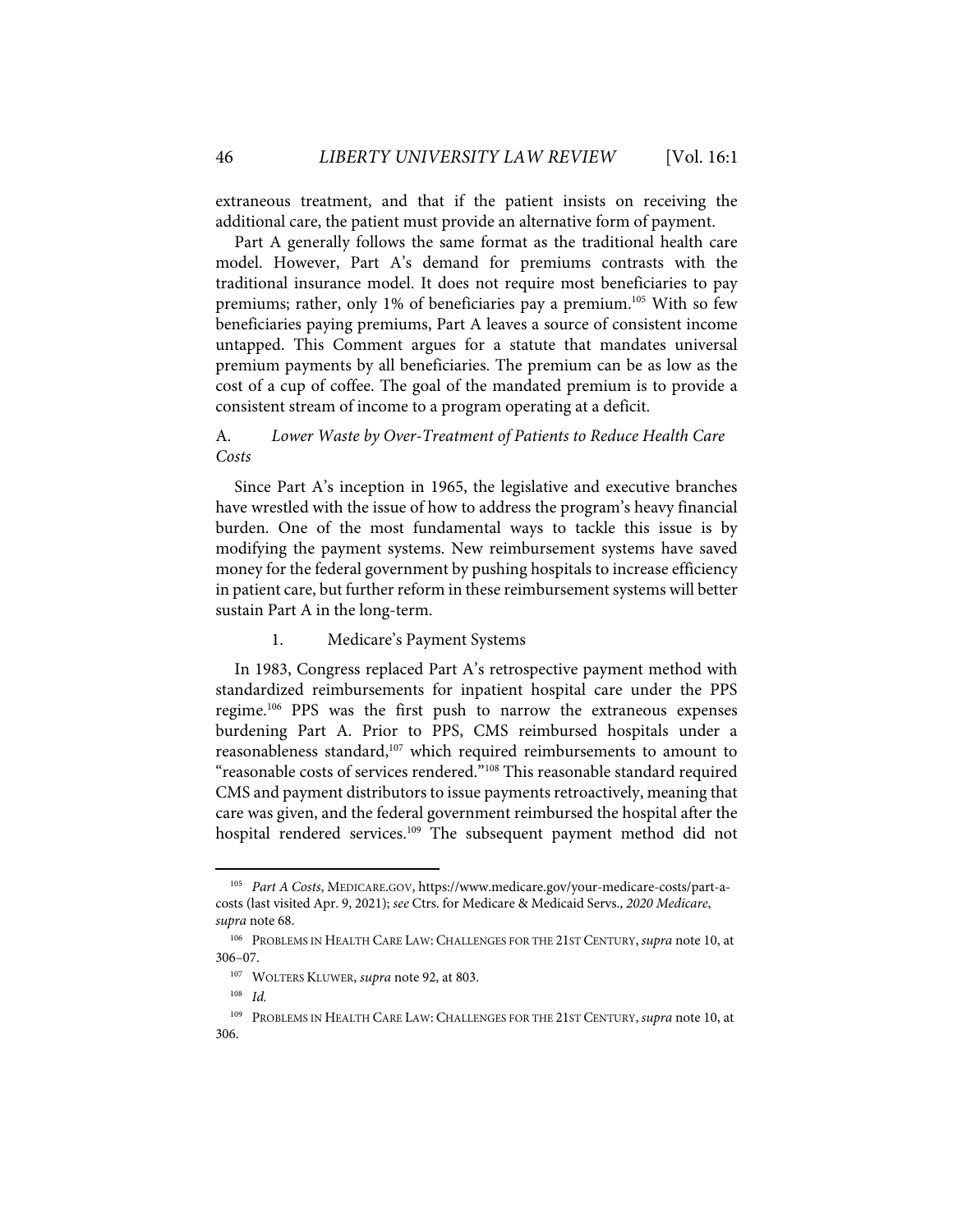extraneous treatment, and that if the patient insists on receiving the additional care, the patient must provide an alternative form of payment.

Part A generally follows the same format as the traditional health care model. However, Part A's demand for premiums contrasts with the traditional insurance model. It does not require most beneficiaries to pay premiums; rather, only 1% of beneficiaries pay a premium.[105] With so few beneficiaries paying premiums, Part A leaves a source of consistent income untapped. This Comment argues for a statute that mandates universal premium payments by all beneficiaries. The premium can be as low as the cost of a cup of coffee. The goal of the mandated premium is to provide a consistent stream of income to a program operating at a deficit.

### A. *Lower Waste by Over-Treatment of Patients to Reduce Health Care Costs*

Since Part A's inception in 1965, the legislative and executive branches have wrestled with the issue of how to address the program's heavy financial burden. One of the most fundamental ways to tackle this issue is by modifying the payment systems. New reimbursement systems have saved money for the federal government by pushing hospitals to increase efficiency in patient care, but further reform in these reimbursement systems will better sustain Part A in the long-term.

#### 1. Medicare's Payment Systems

In 1983, Congress replaced Part A's retrospective payment method with standardized reimbursements for inpatient hospital care under the PPS regime.[106] PPS was the first push to narrow the extraneous expenses burdening Part A. Prior to PPS, CMS reimbursed hospitals under a reasonableness standard,[107] which required reimbursements to amount to "reasonable costs of services rendered."[108] This reasonable standard required CMS and payment distributors to issue payments retroactively, meaning that care was given, and the federal government reimbursed the hospital after the hospital rendered services.[109] The subsequent payment method did not

---

[105] *Part A Costs*, MEDICARE.GOV, https://www.medicare.gov/your-medicare-costs/part-a-costs (last visited Apr. 9, 2021); *see* Ctrs. for Medicare & Medicaid Servs., *2020 Medicare*, *supra* note 68.

[106] PROBLEMS IN HEALTH CARE LAW: CHALLENGES FOR THE 21ST CENTURY, *supra* note 10, at 306–07.

[107] WOLTERS KLUWER, *supra* note 92, at 803.

[108] *Id.*

[109] PROBLEMS IN HEALTH CARE LAW: CHALLENGES FOR THE 21ST CENTURY, *supra* note 10, at 306.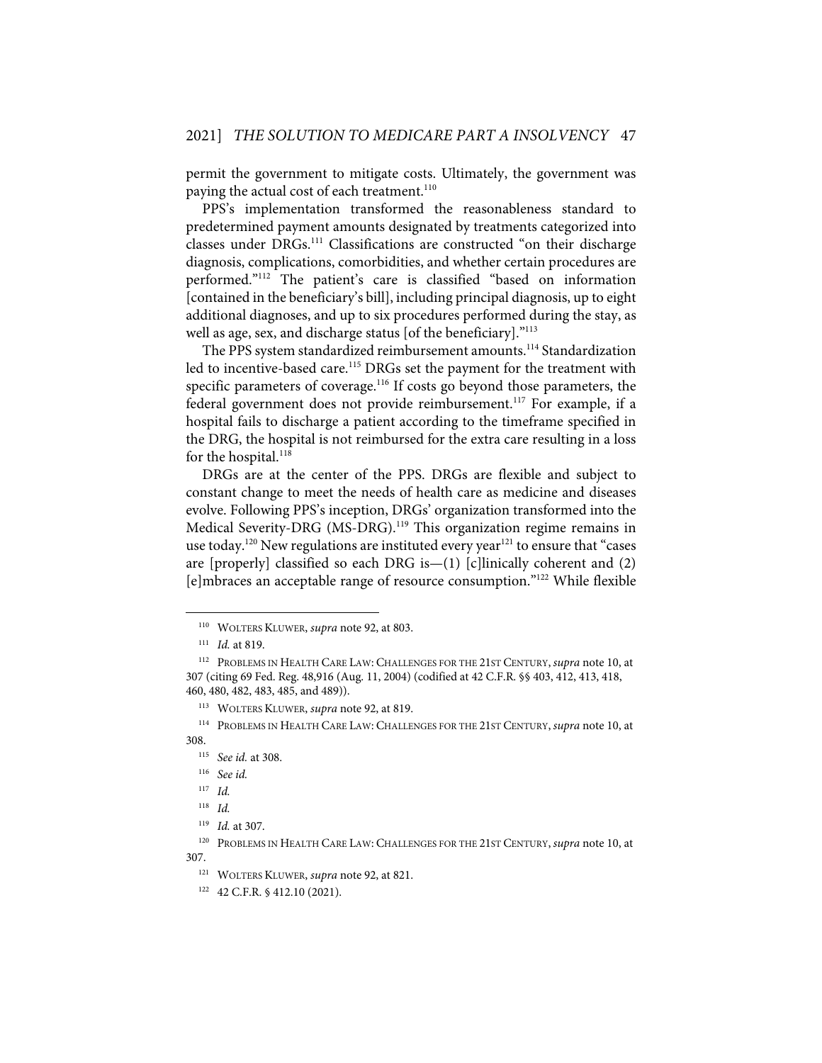permit the government to mitigate costs. Ultimately, the government was paying the actual cost of each treatment.[110]

PPS's implementation transformed the reasonableness standard to predetermined payment amounts designated by treatments categorized into classes under DRGs.[111] Classifications are constructed "on their discharge diagnosis, complications, comorbidities, and whether certain procedures are performed."[112] The patient's care is classified "based on information [contained in the beneficiary's bill], including principal diagnosis, up to eight additional diagnoses, and up to six procedures performed during the stay, as well as age, sex, and discharge status [of the beneficiary]."[113]

The PPS system standardized reimbursement amounts.[114] Standardization led to incentive-based care.[115] DRGs set the payment for the treatment with specific parameters of coverage.[116] If costs go beyond those parameters, the federal government does not provide reimbursement.[117] For example, if a hospital fails to discharge a patient according to the timeframe specified in the DRG, the hospital is not reimbursed for the extra care resulting in a loss for the hospital.[118]

DRGs are at the center of the PPS. DRGs are flexible and subject to constant change to meet the needs of health care as medicine and diseases evolve. Following PPS's inception, DRGs' organization transformed into the Medical Severity-DRG (MS-DRG).[119] This organization regime remains in use today.[120] New regulations are instituted every year[121] to ensure that "cases are [properly] classified so each DRG is—(1) [c]linically coherent and (2) [e]mbraces an acceptable range of resource consumption."[122] While flexible

---

[110] WOLTERS KLUWER, *supra* note 92, at 803.

[111] *Id.* at 819.

[112] PROBLEMS IN HEALTH CARE LAW: CHALLENGES FOR THE 21ST CENTURY, *supra* note 10, at 307 (citing 69 Fed. Reg. 48,916 (Aug. 11, 2004) (codified at 42 C.F.R. §§ 403, 412, 413, 418, 460, 480, 482, 483, 485, and 489)).

[113] WOLTERS KLUWER, *supra* note 92, at 819.

[114] PROBLEMS IN HEALTH CARE LAW: CHALLENGES FOR THE 21ST CENTURY, *supra* note 10, at 308.

[115] *See id.* at 308.

[116] *See id.*

[117] *Id.*

[118] *Id.*

[119] *Id.* at 307.

[120] PROBLEMS IN HEALTH CARE LAW: CHALLENGES FOR THE 21ST CENTURY, *supra* note 10, at 307.

[121] WOLTERS KLUWER, *supra* note 92, at 821.

[122] 42 C.F.R. § 412.10 (2021).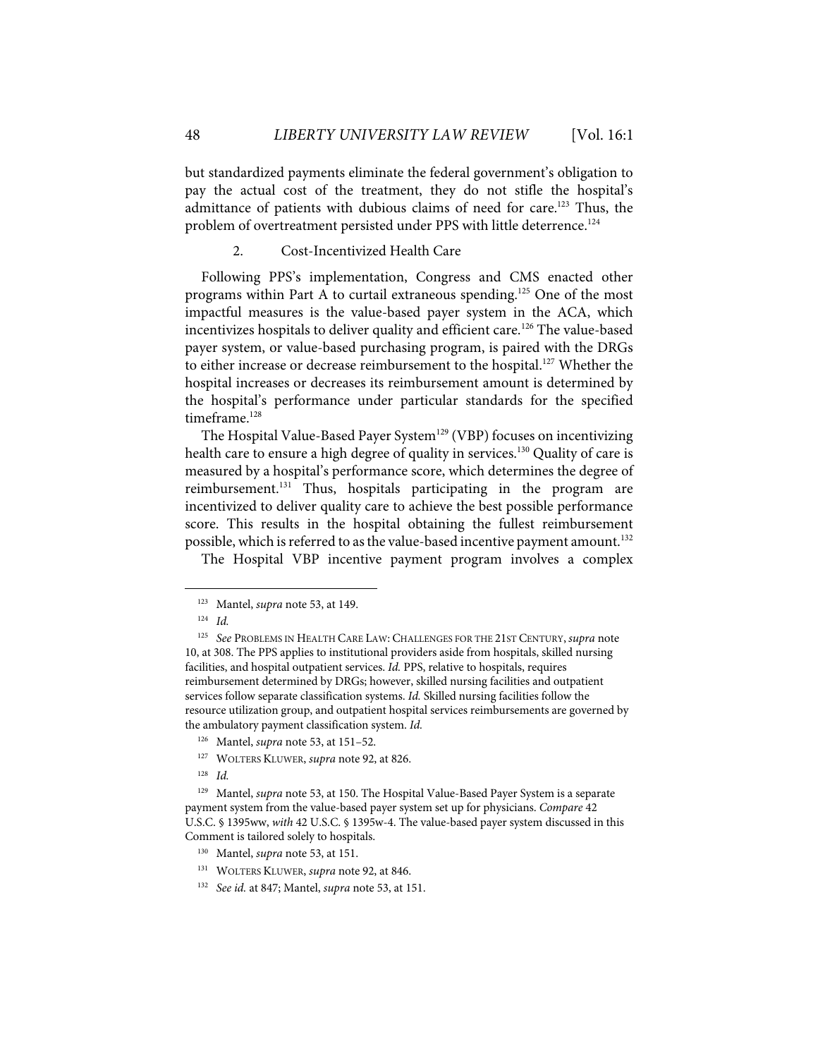but standardized payments eliminate the federal government's obligation to pay the actual cost of the treatment, they do not stifle the hospital's admittance of patients with dubious claims of need for care.[123] Thus, the problem of overtreatment persisted under PPS with little deterrence.[124]

### 2. Cost-Incentivized Health Care

Following PPS's implementation, Congress and CMS enacted other programs within Part A to curtail extraneous spending.[125] One of the most impactful measures is the value-based payer system in the ACA, which incentivizes hospitals to deliver quality and efficient care.[126] The value-based payer system, or value-based purchasing program, is paired with the DRGs to either increase or decrease reimbursement to the hospital.[127] Whether the hospital increases or decreases its reimbursement amount is determined by the hospital's performance under particular standards for the specified timeframe.[128]

The Hospital Value-Based Payer System[129] (VBP) focuses on incentivizing health care to ensure a high degree of quality in services.[130] Quality of care is measured by a hospital's performance score, which determines the degree of reimbursement.[131] Thus, hospitals participating in the program are incentivized to deliver quality care to achieve the best possible performance score. This results in the hospital obtaining the fullest reimbursement possible, which is referred to as the value-based incentive payment amount.[132]

The Hospital VBP incentive payment program involves a complex

---

[123] Mantel, *supra* note 53, at 149.

[124] *Id.*

[125] *See* PROBLEMS IN HEALTH CARE LAW: CHALLENGES FOR THE 21ST CENTURY, *supra* note 10, at 308. The PPS applies to institutional providers aside from hospitals, skilled nursing facilities, and hospital outpatient services. *Id.* PPS, relative to hospitals, requires reimbursement determined by DRGs; however, skilled nursing facilities and outpatient services follow separate classification systems. *Id.* Skilled nursing facilities follow the resource utilization group, and outpatient hospital services reimbursements are governed by the ambulatory payment classification system. *Id.*

[126] Mantel, *supra* note 53, at 151–52.

[127] WOLTERS KLUWER, *supra* note 92, at 826.

[128] *Id.*

[129] Mantel, *supra* note 53, at 150. The Hospital Value-Based Payer System is a separate payment system from the value-based payer system set up for physicians. *Compare* 42 U.S.C. § 1395ww, *with* 42 U.S.C. § 1395w-4. The value-based payer system discussed in this Comment is tailored solely to hospitals.

[130] Mantel, *supra* note 53, at 151.

[131] WOLTERS KLUWER, *supra* note 92, at 846.

[132] *See id.* at 847; Mantel, *supra* note 53, at 151.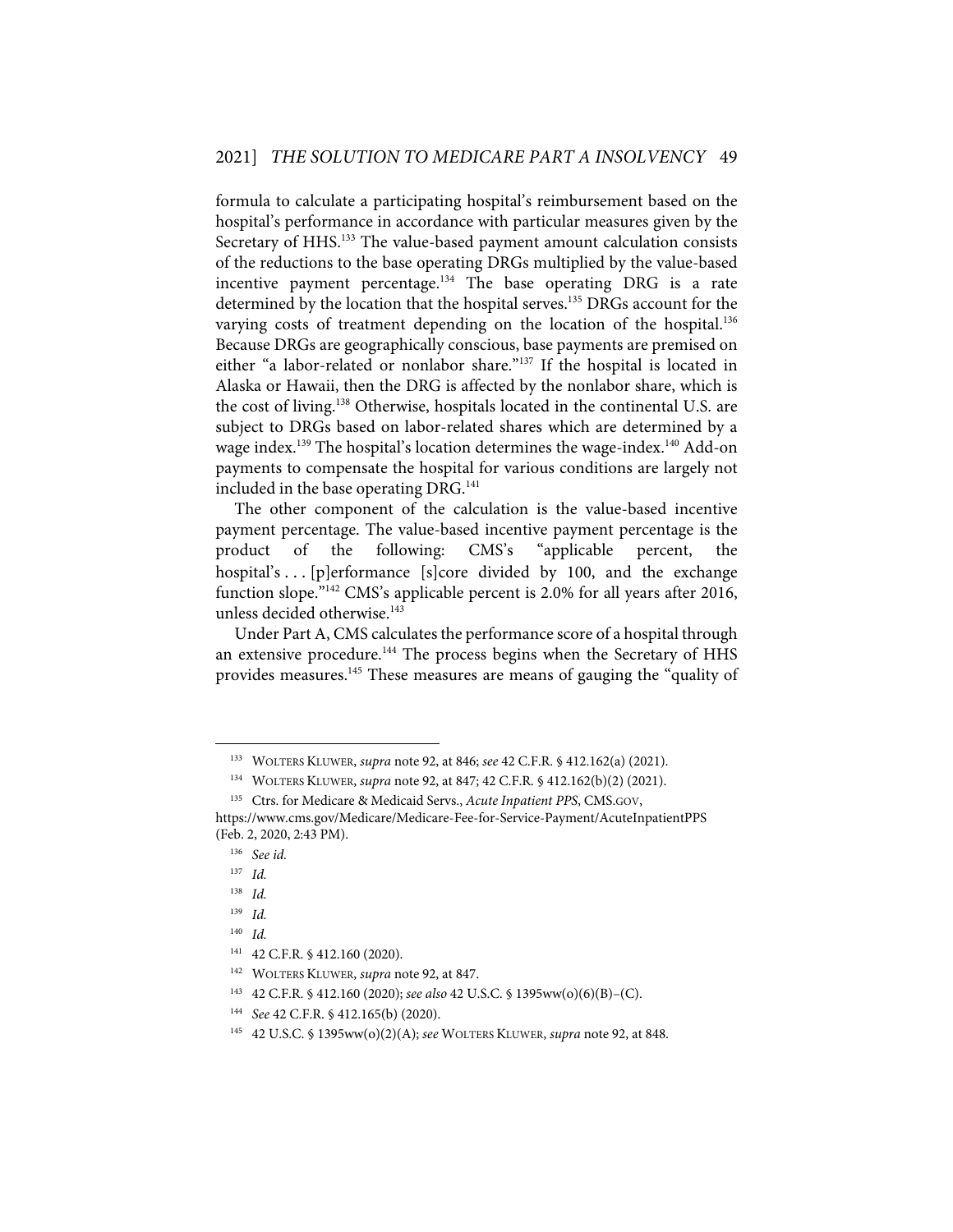formula to calculate a participating hospital's reimbursement based on the hospital's performance in accordance with particular measures given by the Secretary of HHS.[133] The value-based payment amount calculation consists of the reductions to the base operating DRGs multiplied by the value-based incentive payment percentage.[134] The base operating DRG is a rate determined by the location that the hospital serves.[135] DRGs account for the varying costs of treatment depending on the location of the hospital.[136] Because DRGs are geographically conscious, base payments are premised on either "a labor-related or nonlabor share."[137] If the hospital is located in Alaska or Hawaii, then the DRG is affected by the nonlabor share, which is the cost of living.[138] Otherwise, hospitals located in the continental U.S. are subject to DRGs based on labor-related shares which are determined by a wage index.[139] The hospital's location determines the wage-index.[140] Add-on payments to compensate the hospital for various conditions are largely not included in the base operating DRG.[141]

The other component of the calculation is the value-based incentive payment percentage. The value-based incentive payment percentage is the product of the following: CMS's "applicable percent, the hospital's . . . [p]erformance [s]core divided by 100, and the exchange function slope."[142] CMS's applicable percent is 2.0% for all years after 2016, unless decided otherwise.[143]

Under Part A, CMS calculates the performance score of a hospital through an extensive procedure.[144] The process begins when the Secretary of HHS provides measures.[145] These measures are means of gauging the "quality of

---

[133] WOLTERS KLUWER, *supra* note 92, at 846; *see* 42 C.F.R. § 412.162(a) (2021).

[134] WOLTERS KLUWER, *supra* note 92, at 847; 42 C.F.R. § 412.162(b)(2) (2021).

[135] Ctrs. for Medicare & Medicaid Servs., *Acute Inpatient PPS*, CMS.GOV, https://www.cms.gov/Medicare/Medicare-Fee-for-Service-Payment/AcuteInpatientPPS (Feb. 2, 2020, 2:43 PM).

[136] *See id.*

[137] *Id.*

[138] *Id.*

[139] *Id.*

[140] *Id.*

[141] 42 C.F.R. § 412.160 (2020).

[142] WOLTERS KLUWER, *supra* note 92, at 847.

[143] 42 C.F.R. § 412.160 (2020); *see also* 42 U.S.C. § 1395ww(o)(6)(B)–(C).

[144] *See* 42 C.F.R. § 412.165(b) (2020).

[145] 42 U.S.C. § 1395ww(o)(2)(A); *see* WOLTERS KLUWER, *supra* note 92, at 848.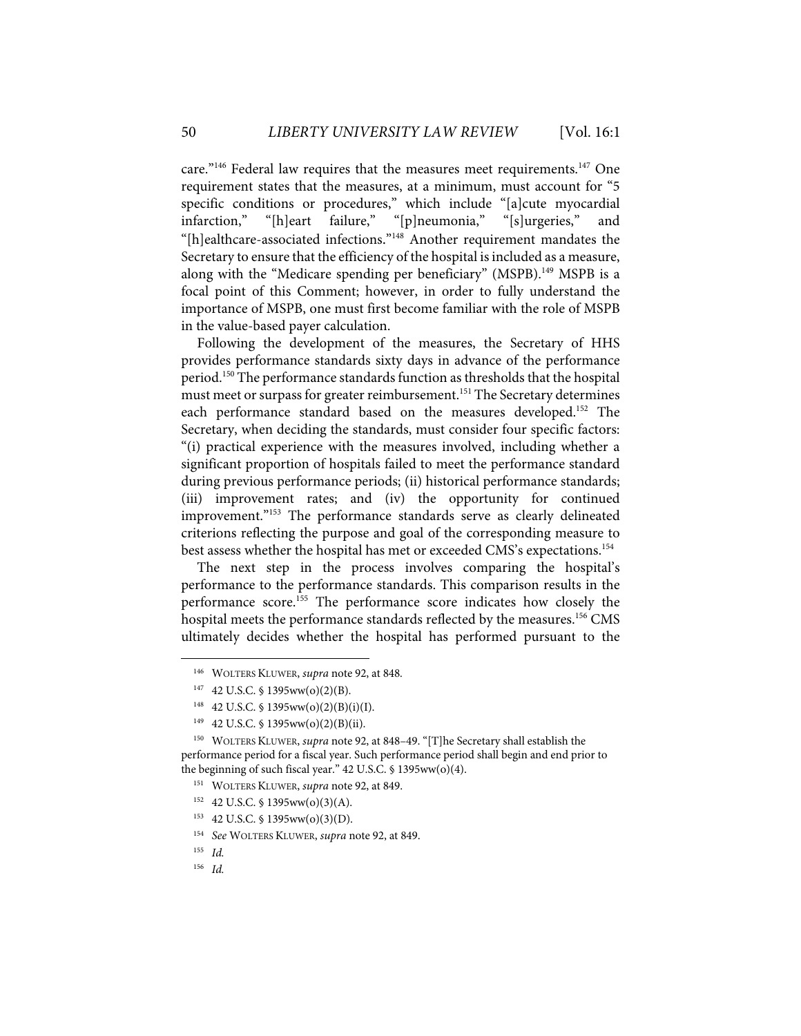care."[146] Federal law requires that the measures meet requirements.[147] One requirement states that the measures, at a minimum, must account for "5 specific conditions or procedures," which include "[a]cute myocardial infarction," "[h]eart failure," "[p]neumonia," "[s]urgeries," and "[h]ealthcare-associated infections."[148] Another requirement mandates the Secretary to ensure that the efficiency of the hospital is included as a measure, along with the "Medicare spending per beneficiary" (MSPB).[149] MSPB is a focal point of this Comment; however, in order to fully understand the importance of MSPB, one must first become familiar with the role of MSPB in the value-based payer calculation.

Following the development of the measures, the Secretary of HHS provides performance standards sixty days in advance of the performance period.[150] The performance standards function as thresholds that the hospital must meet or surpass for greater reimbursement.[151] The Secretary determines each performance standard based on the measures developed.[152] The Secretary, when deciding the standards, must consider four specific factors: "(i) practical experience with the measures involved, including whether a significant proportion of hospitals failed to meet the performance standard during previous performance periods; (ii) historical performance standards; (iii) improvement rates; and (iv) the opportunity for continued improvement."[153] The performance standards serve as clearly delineated criterions reflecting the purpose and goal of the corresponding measure to best assess whether the hospital has met or exceeded CMS's expectations.[154]

The next step in the process involves comparing the hospital's performance to the performance standards. This comparison results in the performance score.[155] The performance score indicates how closely the hospital meets the performance standards reflected by the measures.[156] CMS ultimately decides whether the hospital has performed pursuant to the

---

[146] WOLTERS KLUWER, *supra* note 92, at 848.

[147] 42 U.S.C. § 1395ww(o)(2)(B).

[148] 42 U.S.C. § 1395ww(o)(2)(B)(i)(I).

[149] 42 U.S.C. § 1395ww(o)(2)(B)(ii).

[150] WOLTERS KLUWER, *supra* note 92, at 848–49. "[T]he Secretary shall establish the performance period for a fiscal year. Such performance period shall begin and end prior to the beginning of such fiscal year." 42 U.S.C. § 1395ww(o)(4).

[151] WOLTERS KLUWER, *supra* note 92, at 849.

[152] 42 U.S.C. § 1395ww(o)(3)(A).

[153] 42 U.S.C. § 1395ww(o)(3)(D).

[154] *See* WOLTERS KLUWER, *supra* note 92, at 849.

[155] *Id.*

[156] *Id.*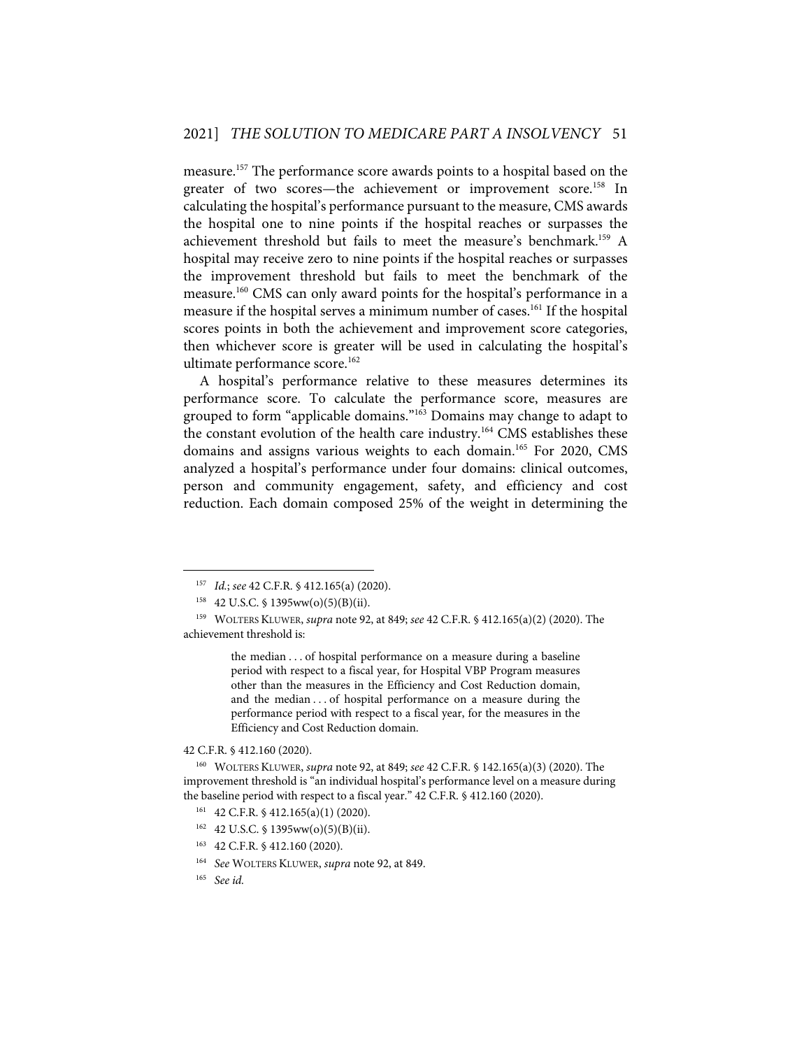measure.[157] The performance score awards points to a hospital based on the greater of two scores—the achievement or improvement score.[158] In calculating the hospital's performance pursuant to the measure, CMS awards the hospital one to nine points if the hospital reaches or surpasses the achievement threshold but fails to meet the measure's benchmark.[159] A hospital may receive zero to nine points if the hospital reaches or surpasses the improvement threshold but fails to meet the benchmark of the measure.[160] CMS can only award points for the hospital's performance in a measure if the hospital serves a minimum number of cases.[161] If the hospital scores points in both the achievement and improvement score categories, then whichever score is greater will be used in calculating the hospital's ultimate performance score.[162]

A hospital's performance relative to these measures determines its performance score. To calculate the performance score, measures are grouped to form "applicable domains."[163] Domains may change to adapt to the constant evolution of the health care industry.[164] CMS establishes these domains and assigns various weights to each domain.[165] For 2020, CMS analyzed a hospital's performance under four domains: clinical outcomes, person and community engagement, safety, and efficiency and cost reduction. Each domain composed 25% of the weight in determining the

---

[157] *Id.*; *see* 42 C.F.R. § 412.165(a) (2020).

[158] 42 U.S.C. § 1395ww(o)(5)(B)(ii).

[159] WOLTERS KLUWER, *supra* note 92, at 849; *see* 42 C.F.R. § 412.165(a)(2) (2020). The achievement threshold is:

> the median . . . of hospital performance on a measure during a baseline period with respect to a fiscal year, for Hospital VBP Program measures other than the measures in the Efficiency and Cost Reduction domain, and the median . . . of hospital performance on a measure during the performance period with respect to a fiscal year, for the measures in the Efficiency and Cost Reduction domain.

42 C.F.R. § 412.160 (2020).

[160] WOLTERS KLUWER, *supra* note 92, at 849; *see* 42 C.F.R. § 142.165(a)(3) (2020). The improvement threshold is "an individual hospital's performance level on a measure during the baseline period with respect to a fiscal year." 42 C.F.R. § 412.160 (2020).

[161] 42 C.F.R. § 412.165(a)(1) (2020).

[162] 42 U.S.C. § 1395ww(o)(5)(B)(ii).

[163] 42 C.F.R. § 412.160 (2020).

[164] *See* WOLTERS KLUWER, *supra* note 92, at 849.

[165] *See id.*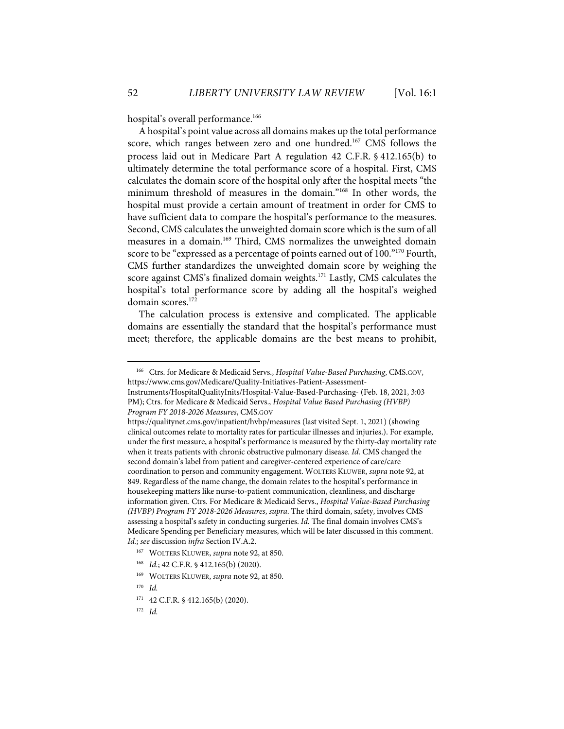hospital's overall performance.[166]

A hospital's point value across all domains makes up the total performance score, which ranges between zero and one hundred.[167] CMS follows the process laid out in Medicare Part A regulation 42 C.F.R. § 412.165(b) to ultimately determine the total performance score of a hospital. First, CMS calculates the domain score of the hospital only after the hospital meets "the minimum threshold of measures in the domain."[168] In other words, the hospital must provide a certain amount of treatment in order for CMS to have sufficient data to compare the hospital's performance to the measures. Second, CMS calculates the unweighted domain score which is the sum of all measures in a domain.[169] Third, CMS normalizes the unweighted domain score to be "expressed as a percentage of points earned out of 100."[170] Fourth, CMS further standardizes the unweighted domain score by weighing the score against CMS's finalized domain weights.[171] Lastly, CMS calculates the hospital's total performance score by adding all the hospital's weighed domain scores.[172]

The calculation process is extensive and complicated. The applicable domains are essentially the standard that the hospital's performance must meet; therefore, the applicable domains are the best means to prohibit,

---

[166] Ctrs. for Medicare & Medicaid Servs., *Hospital Value-Based Purchasing*, CMS.GOV, https://www.cms.gov/Medicare/Quality-Initiatives-Patient-Assessment-Instruments/HospitalQualityInits/Hospital-Value-Based-Purchasing- (Feb. 18, 2021, 3:03 PM); Ctrs. for Medicare & Medicaid Servs., *Hospital Value Based Purchasing (HVBP) Program FY 2018-2026 Measures*, CMS.GOV https://qualitynet.cms.gov/inpatient/hvbp/measures (last visited Sept. 1, 2021) (showing clinical outcomes relate to mortality rates for particular illnesses and injuries.). For example, under the first measure, a hospital's performance is measured by the thirty-day mortality rate when it treats patients with chronic obstructive pulmonary disease. *Id.* CMS changed the second domain's label from patient and caregiver-centered experience of care/care coordination to person and community engagement. WOLTERS KLUWER, *supra* note 92, at 849. Regardless of the name change, the domain relates to the hospital's performance in housekeeping matters like nurse-to-patient communication, cleanliness, and discharge information given. Ctrs. For Medicare & Medicaid Servs., *Hospital Value-Based Purchasing (HVBP) Program FY 2018-2026 Measures*, *supra*. The third domain, safety, involves CMS assessing a hospital's safety in conducting surgeries. *Id.* The final domain involves CMS's Medicare Spending per Beneficiary measures, which will be later discussed in this comment. *Id.*; *see* discussion *infra* Section IV.A.2.

[167] WOLTERS KLUWER, *supra* note 92, at 850.

[168] *Id.*; 42 C.F.R. § 412.165(b) (2020).

[169] WOLTERS KLUWER, *supra* note 92, at 850.

[170] *Id.*

[171] 42 C.F.R. § 412.165(b) (2020).

[172] *Id.*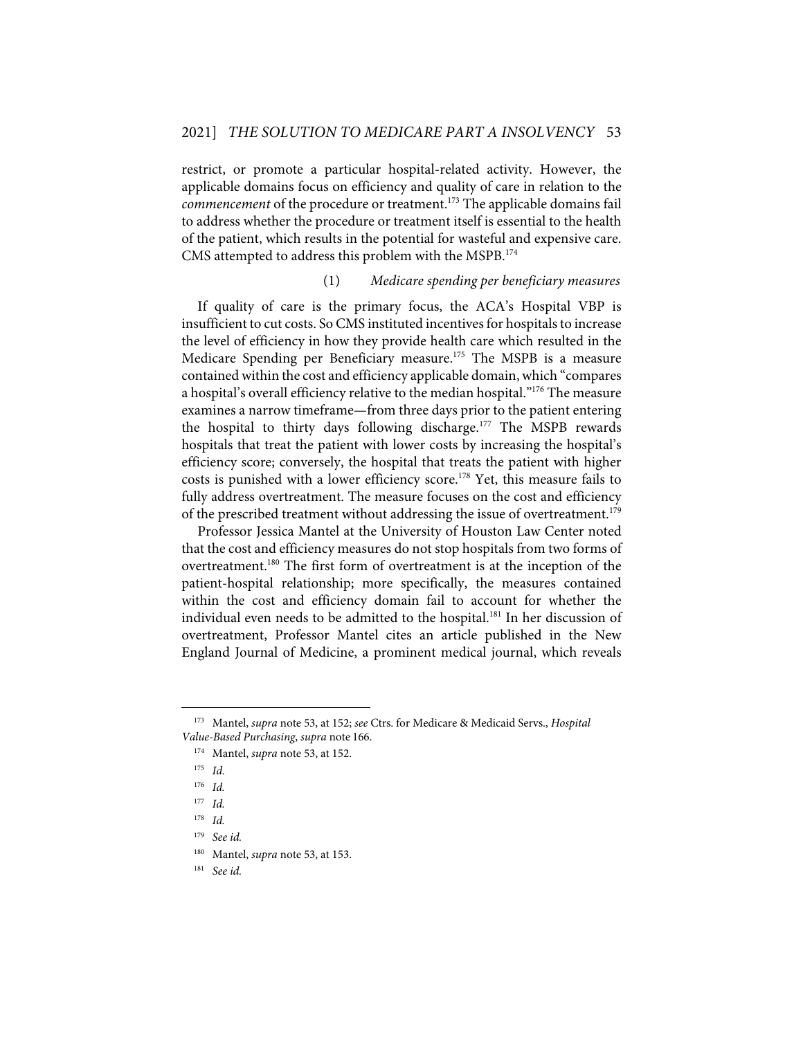restrict, or promote a particular hospital-related activity. However, the applicable domains focus on efficiency and quality of care in relation to the *commencement* of the procedure or treatment.[173] The applicable domains fail to address whether the procedure or treatment itself is essential to the health of the patient, which results in the potential for wasteful and expensive care. CMS attempted to address this problem with the MSPB.[174]

#### (1) *Medicare spending per beneficiary measures*

If quality of care is the primary focus, the ACA's Hospital VBP is insufficient to cut costs. So CMS instituted incentives for hospitals to increase the level of efficiency in how they provide health care which resulted in the Medicare Spending per Beneficiary measure.[175] The MSPB is a measure contained within the cost and efficiency applicable domain, which "compares a hospital's overall efficiency relative to the median hospital."[176] The measure examines a narrow timeframe—from three days prior to the patient entering the hospital to thirty days following discharge.[177] The MSPB rewards hospitals that treat the patient with lower costs by increasing the hospital's efficiency score; conversely, the hospital that treats the patient with higher costs is punished with a lower efficiency score.[178] Yet, this measure fails to fully address overtreatment. The measure focuses on the cost and efficiency of the prescribed treatment without addressing the issue of overtreatment.[179]

Professor Jessica Mantel at the University of Houston Law Center noted that the cost and efficiency measures do not stop hospitals from two forms of overtreatment.[180] The first form of overtreatment is at the inception of the patient-hospital relationship; more specifically, the measures contained within the cost and efficiency domain fail to account for whether the individual even needs to be admitted to the hospital.[181] In her discussion of overtreatment, Professor Mantel cites an article published in the New England Journal of Medicine, a prominent medical journal, which reveals

---

[173] Mantel, *supra* note 53, at 152; *see* Ctrs. for Medicare & Medicaid Servs., *Hospital Value-Based Purchasing*, *supra* note 166.

[174] Mantel, *supra* note 53, at 152.

[175] *Id.*

[176] *Id.*

[177] *Id.*

[178] *Id.*

[179] *See id.*

[180] Mantel, *supra* note 53, at 153.

[181] *See id.*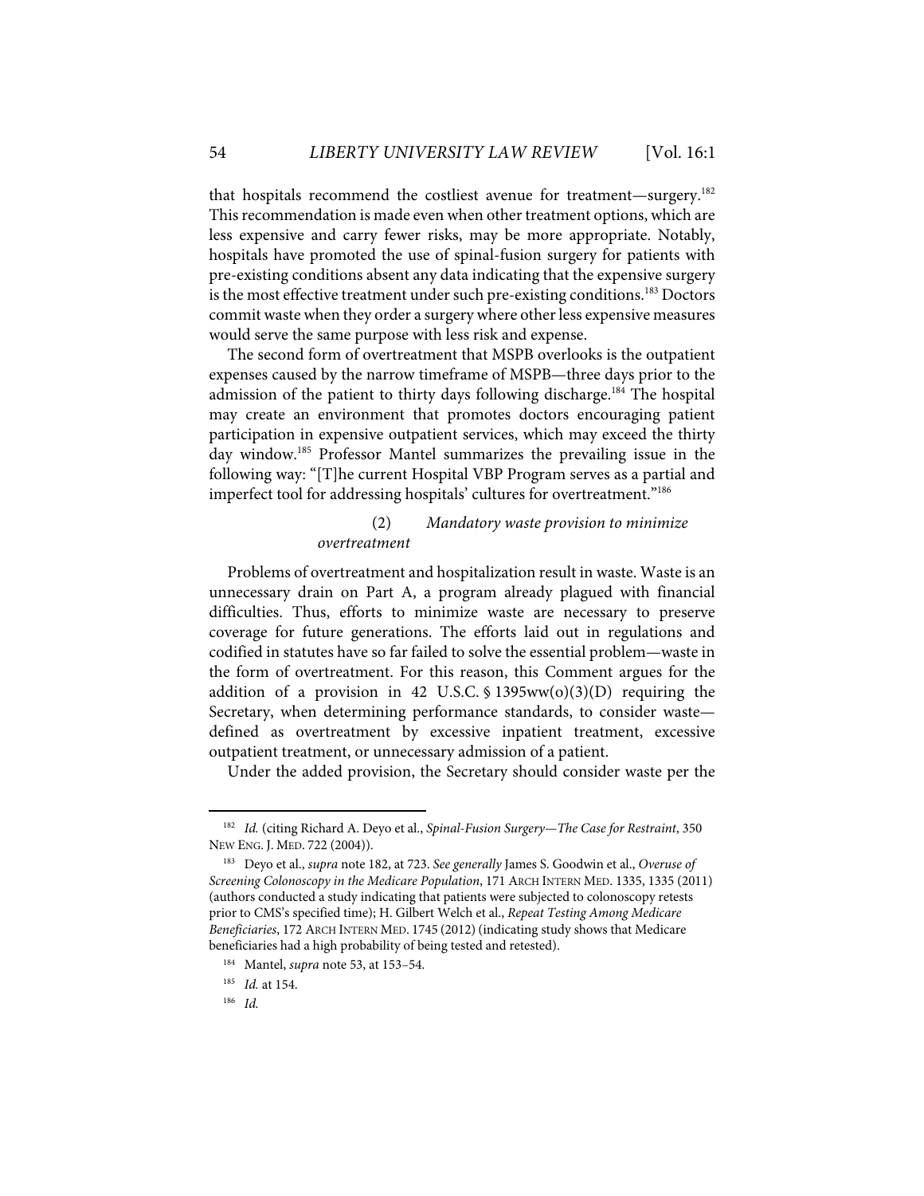that hospitals recommend the costliest avenue for treatment—surgery.[182] This recommendation is made even when other treatment options, which are less expensive and carry fewer risks, may be more appropriate. Notably, hospitals have promoted the use of spinal-fusion surgery for patients with pre-existing conditions absent any data indicating that the expensive surgery is the most effective treatment under such pre-existing conditions.[183] Doctors commit waste when they order a surgery where other less expensive measures would serve the same purpose with less risk and expense.

The second form of overtreatment that MSPB overlooks is the outpatient expenses caused by the narrow timeframe of MSPB—three days prior to the admission of the patient to thirty days following discharge.[184] The hospital may create an environment that promotes doctors encouraging patient participation in expensive outpatient services, which may exceed the thirty day window.[185] Professor Mantel summarizes the prevailing issue in the following way: "[T]he current Hospital VBP Program serves as a partial and imperfect tool for addressing hospitals' cultures for overtreatment."[186]

##### (2) *Mandatory waste provision to minimize overtreatment*

Problems of overtreatment and hospitalization result in waste. Waste is an unnecessary drain on Part A, a program already plagued with financial difficulties. Thus, efforts to minimize waste are necessary to preserve coverage for future generations. The efforts laid out in regulations and codified in statutes have so far failed to solve the essential problem—waste in the form of overtreatment. For this reason, this Comment argues for the addition of a provision in 42 U.S.C. § 1395ww(o)(3)(D) requiring the Secretary, when determining performance standards, to consider waste—defined as overtreatment by excessive inpatient treatment, excessive outpatient treatment, or unnecessary admission of a patient.

Under the added provision, the Secretary should consider waste per the

---

[182] *Id.* (citing Richard A. Deyo et al., *Spinal-Fusion Surgery—The Case for Restraint*, 350 NEW ENG. J. MED. 722 (2004)).

[183] Deyo et al., *supra* note 182, at 723. *See generally* James S. Goodwin et al., *Overuse of Screening Colonoscopy in the Medicare Population*, 171 ARCH INTERN MED. 1335, 1335 (2011) (authors conducted a study indicating that patients were subjected to colonoscopy retests prior to CMS's specified time); H. Gilbert Welch et al., *Repeat Testing Among Medicare Beneficiaries*, 172 ARCH INTERN MED. 1745 (2012) (indicating study shows that Medicare beneficiaries had a high probability of being tested and retested).

[184] Mantel, *supra* note 53, at 153–54.

[185] *Id.* at 154.

[186] *Id.*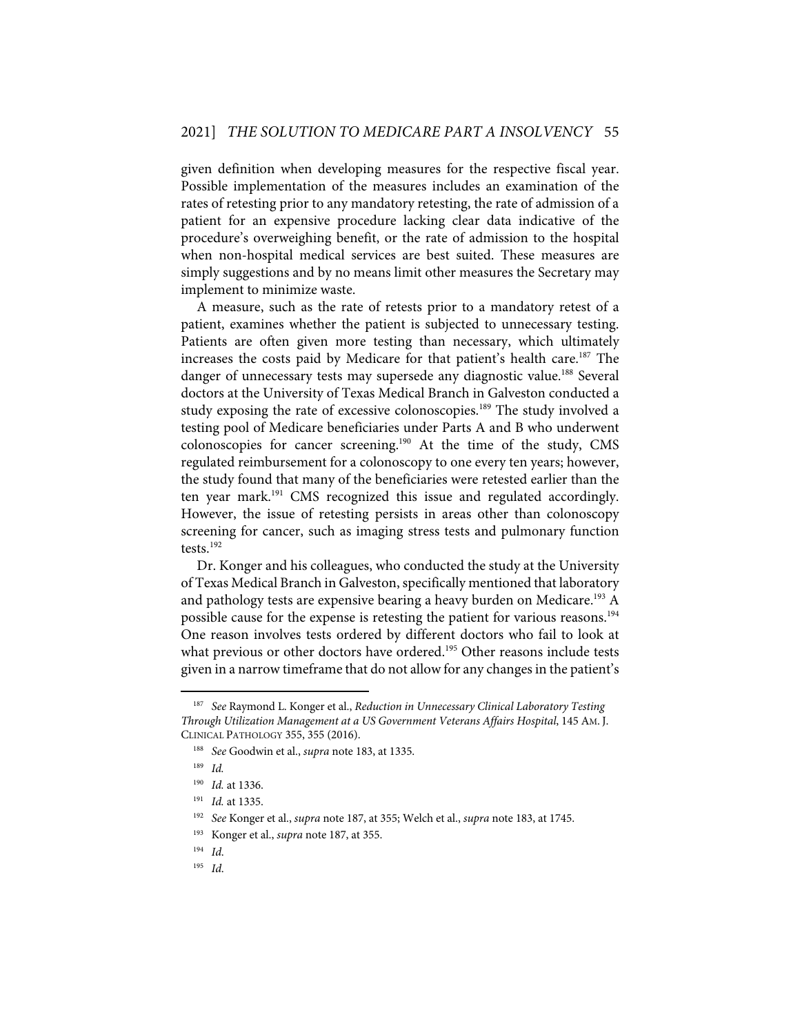given definition when developing measures for the respective fiscal year. Possible implementation of the measures includes an examination of the rates of retesting prior to any mandatory retesting, the rate of admission of a patient for an expensive procedure lacking clear data indicative of the procedure's overweighing benefit, or the rate of admission to the hospital when non-hospital medical services are best suited. These measures are simply suggestions and by no means limit other measures the Secretary may implement to minimize waste.

A measure, such as the rate of retests prior to a mandatory retest of a patient, examines whether the patient is subjected to unnecessary testing. Patients are often given more testing than necessary, which ultimately increases the costs paid by Medicare for that patient's health care.[187] The danger of unnecessary tests may supersede any diagnostic value.[188] Several doctors at the University of Texas Medical Branch in Galveston conducted a study exposing the rate of excessive colonoscopies.[189] The study involved a testing pool of Medicare beneficiaries under Parts A and B who underwent colonoscopies for cancer screening.[190] At the time of the study, CMS regulated reimbursement for a colonoscopy to one every ten years; however, the study found that many of the beneficiaries were retested earlier than the ten year mark.[191] CMS recognized this issue and regulated accordingly. However, the issue of retesting persists in areas other than colonoscopy screening for cancer, such as imaging stress tests and pulmonary function tests.[192]

Dr. Konger and his colleagues, who conducted the study at the University of Texas Medical Branch in Galveston, specifically mentioned that laboratory and pathology tests are expensive bearing a heavy burden on Medicare.[193] A possible cause for the expense is retesting the patient for various reasons.[194] One reason involves tests ordered by different doctors who fail to look at what previous or other doctors have ordered.[195] Other reasons include tests given in a narrow timeframe that do not allow for any changes in the patient's

---

[187] *See* Raymond L. Konger et al., *Reduction in Unnecessary Clinical Laboratory Testing Through Utilization Management at a US Government Veterans Affairs Hospital*, 145 AM. J. CLINICAL PATHOLOGY 355, 355 (2016).

[188] *See* Goodwin et al., *supra* note 183, at 1335.

[189] *Id.*

[190] *Id.* at 1336.

[191] *Id.* at 1335.

[192] *See* Konger et al., *supra* note 187, at 355; Welch et al., *supra* note 183, at 1745.

[193] Konger et al., *supra* note 187, at 355.

[194] *Id.*

[195] *Id.*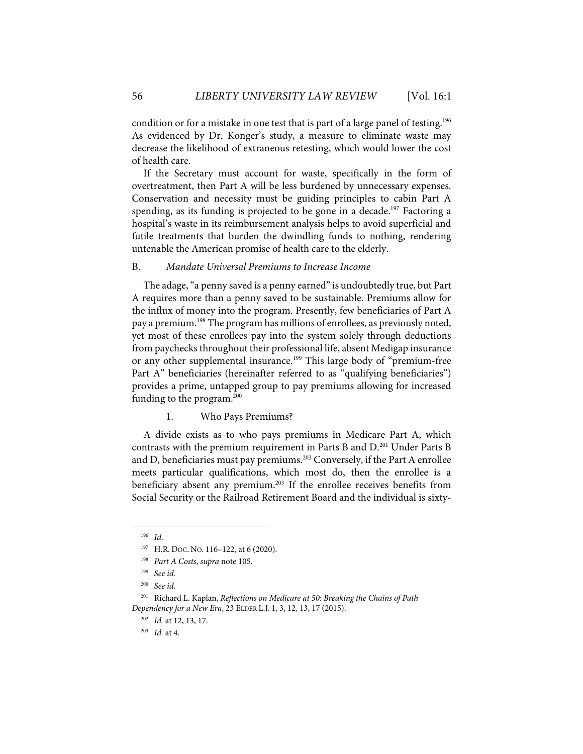condition or for a mistake in one test that is part of a large panel of testing.[196] As evidenced by Dr. Konger's study, a measure to eliminate waste may decrease the likelihood of extraneous retesting, which would lower the cost of health care.

If the Secretary must account for waste, specifically in the form of overtreatment, then Part A will be less burdened by unnecessary expenses. Conservation and necessity must be guiding principles to cabin Part A spending, as its funding is projected to be gone in a decade.[197] Factoring a hospital's waste in its reimbursement analysis helps to avoid superficial and futile treatments that burden the dwindling funds to nothing, rendering untenable the American promise of health care to the elderly.

### B. *Mandate Universal Premiums to Increase Income*

The adage, "a penny saved is a penny earned" is undoubtedly true, but Part A requires more than a penny saved to be sustainable. Premiums allow for the influx of money into the program. Presently, few beneficiaries of Part A pay a premium.[198] The program has millions of enrollees, as previously noted, yet most of these enrollees pay into the system solely through deductions from paychecks throughout their professional life, absent Medigap insurance or any other supplemental insurance.[199] This large body of "premium-free Part A" beneficiaries (hereinafter referred to as "qualifying beneficiaries") provides a prime, untapped group to pay premiums allowing for increased funding to the program.[200]

#### 1. Who Pays Premiums?

A divide exists as to who pays premiums in Medicare Part A, which contrasts with the premium requirement in Parts B and D.[201] Under Parts B and D, beneficiaries must pay premiums.[202] Conversely, if the Part A enrollee meets particular qualifications, which most do, then the enrollee is a beneficiary absent any premium.[203] If the enrollee receives benefits from Social Security or the Railroad Retirement Board and the individual is sixty-

---

[196] *Id.*

[197] H.R. DOC. NO. 116–122, at 6 (2020).

[198] *Part A Costs*, *supra* note 105.

[199] *See id.*

[200] *See id.*

[201] Richard L. Kaplan, *Reflections on Medicare at 50: Breaking the Chains of Path Dependency for a New Era*, 23 ELDER L.J. 1, 3, 12, 13, 17 (2015).

[202] *Id.* at 12, 13, 17.

[203] *Id.* at 4.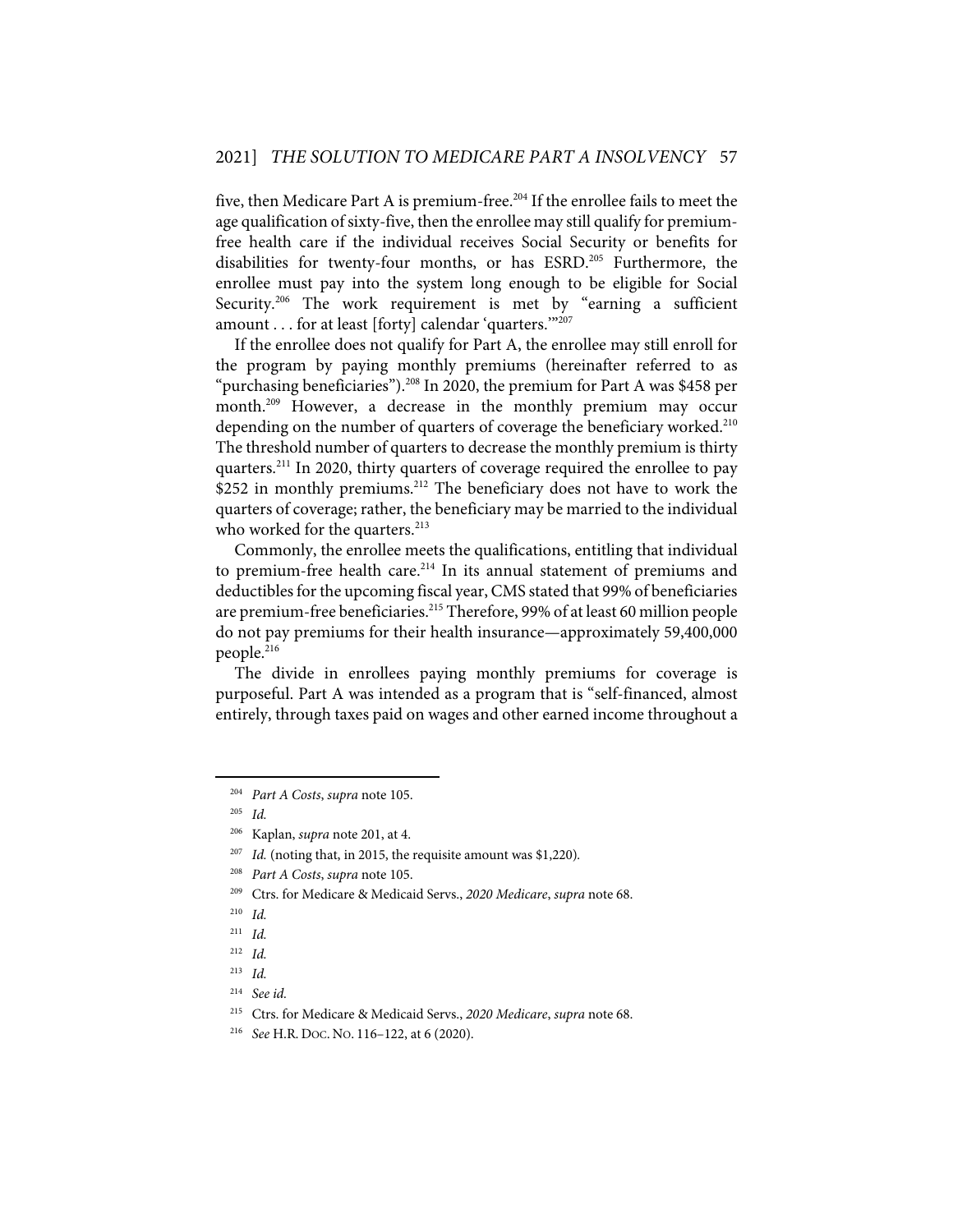five, then Medicare Part A is premium-free.[204] If the enrollee fails to meet the age qualification of sixty-five, then the enrollee may still qualify for premium-free health care if the individual receives Social Security or benefits for disabilities for twenty-four months, or has ESRD.[205] Furthermore, the enrollee must pay into the system long enough to be eligible for Social Security.[206] The work requirement is met by "earning a sufficient amount . . . for at least [forty] calendar 'quarters.'"[207]

If the enrollee does not qualify for Part A, the enrollee may still enroll for the program by paying monthly premiums (hereinafter referred to as "purchasing beneficiaries").[208] In 2020, the premium for Part A was $458 per month.[209] However, a decrease in the monthly premium may occur depending on the number of quarters of coverage the beneficiary worked.[210] The threshold number of quarters to decrease the monthly premium is thirty quarters.[211] In 2020, thirty quarters of coverage required the enrollee to pay $252 in monthly premiums.[212] The beneficiary does not have to work the quarters of coverage; rather, the beneficiary may be married to the individual who worked for the quarters.[213]

Commonly, the enrollee meets the qualifications, entitling that individual to premium-free health care.[214] In its annual statement of premiums and deductibles for the upcoming fiscal year, CMS stated that 99% of beneficiaries are premium-free beneficiaries.[215] Therefore, 99% of at least 60 million people do not pay premiums for their health insurance—approximately 59,400,000 people.[216]

The divide in enrollees paying monthly premiums for coverage is purposeful. Part A was intended as a program that is "self-financed, almost entirely, through taxes paid on wages and other earned income throughout a

---

[204] *Part A Costs*, *supra* note 105.

[205] *Id.*

[206] Kaplan, *supra* note 201, at 4.

[207] *Id.* (noting that, in 2015, the requisite amount was $1,220).

[208] *Part A Costs*, *supra* note 105.

[209] Ctrs. for Medicare & Medicaid Servs., *2020 Medicare*, *supra* note 68.

[210] *Id.*

[211] *Id.*

[212] *Id.*

[213] *Id.*

[214] *See id.*

[215] Ctrs. for Medicare & Medicaid Servs., *2020 Medicare*, *supra* note 68.

[216] *See* H.R. DOC. NO. 116–122, at 6 (2020).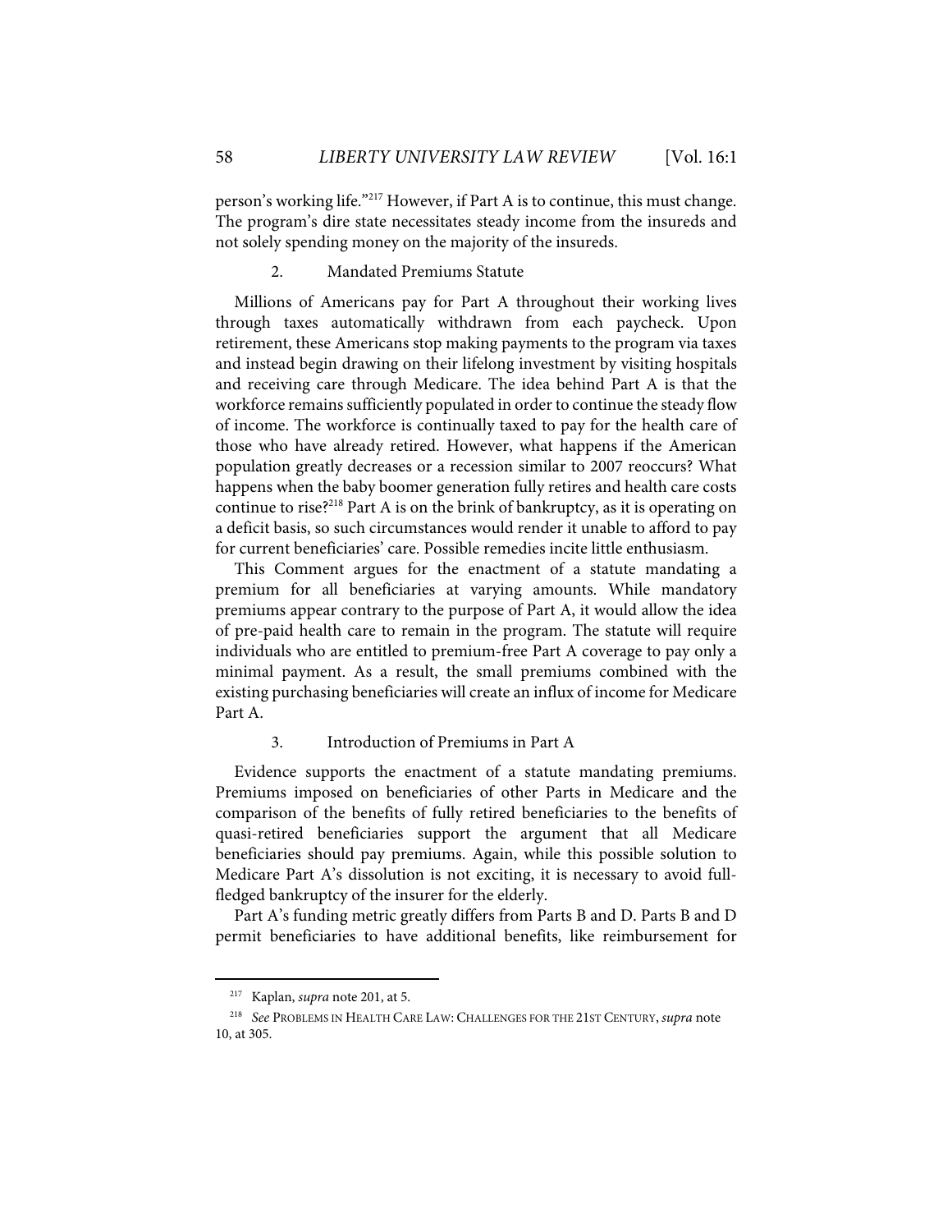person's working life."[217] However, if Part A is to continue, this must change. The program's dire state necessitates steady income from the insureds and not solely spending money on the majority of the insureds.

### 2. Mandated Premiums Statute

Millions of Americans pay for Part A throughout their working lives through taxes automatically withdrawn from each paycheck. Upon retirement, these Americans stop making payments to the program via taxes and instead begin drawing on their lifelong investment by visiting hospitals and receiving care through Medicare. The idea behind Part A is that the workforce remains sufficiently populated in order to continue the steady flow of income. The workforce is continually taxed to pay for the health care of those who have already retired. However, what happens if the American population greatly decreases or a recession similar to 2007 reoccurs? What happens when the baby boomer generation fully retires and health care costs continue to rise?[218] Part A is on the brink of bankruptcy, as it is operating on a deficit basis, so such circumstances would render it unable to afford to pay for current beneficiaries' care. Possible remedies incite little enthusiasm.

This Comment argues for the enactment of a statute mandating a premium for all beneficiaries at varying amounts. While mandatory premiums appear contrary to the purpose of Part A, it would allow the idea of pre-paid health care to remain in the program. The statute will require individuals who are entitled to premium-free Part A coverage to pay only a minimal payment. As a result, the small premiums combined with the existing purchasing beneficiaries will create an influx of income for Medicare Part A.

### 3. Introduction of Premiums in Part A

Evidence supports the enactment of a statute mandating premiums. Premiums imposed on beneficiaries of other Parts in Medicare and the comparison of the benefits of fully retired beneficiaries to the benefits of quasi-retired beneficiaries support the argument that all Medicare beneficiaries should pay premiums. Again, while this possible solution to Medicare Part A's dissolution is not exciting, it is necessary to avoid full-fledged bankruptcy of the insurer for the elderly.

Part A's funding metric greatly differs from Parts B and D. Parts B and D permit beneficiaries to have additional benefits, like reimbursement for

---

[217] Kaplan, *supra* note 201, at 5.

[218] *See* PROBLEMS IN HEALTH CARE LAW: CHALLENGES FOR THE 21ST CENTURY, *supra* note 10, at 305.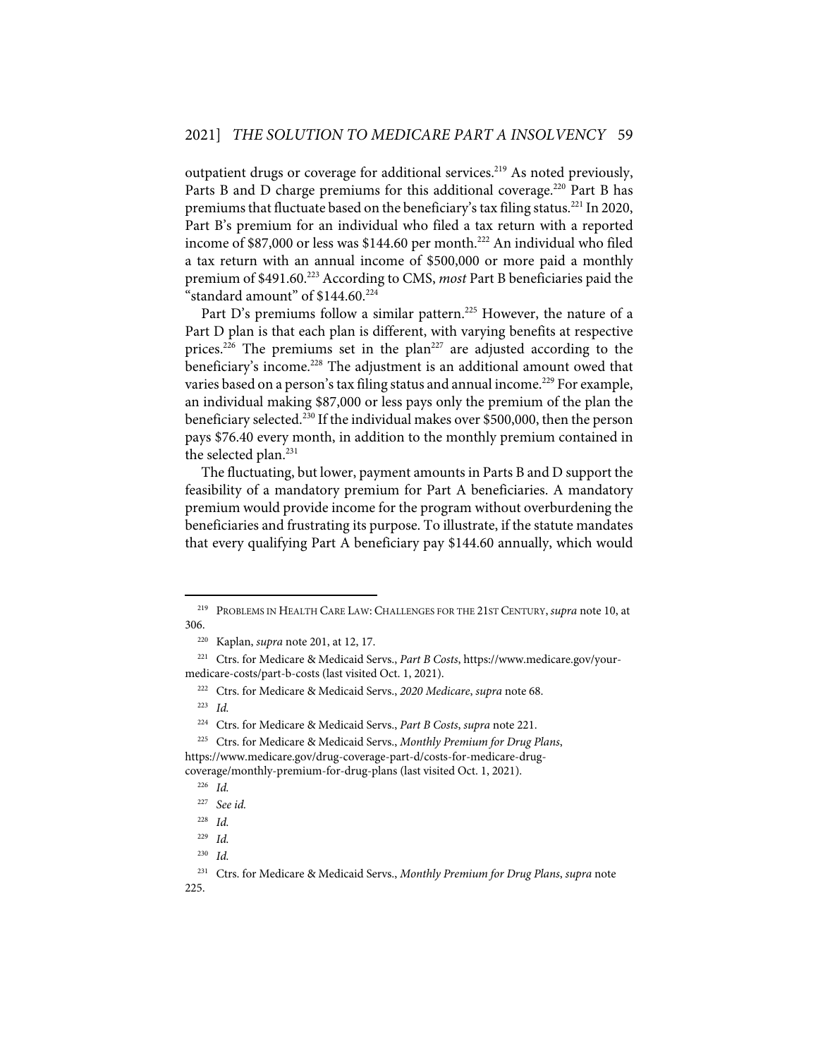outpatient drugs or coverage for additional services.[219] As noted previously, Parts B and D charge premiums for this additional coverage.[220] Part B has premiums that fluctuate based on the beneficiary's tax filing status.[221] In 2020, Part B's premium for an individual who filed a tax return with a reported income of $87,000 or less was $144.60 per month.[222] An individual who filed a tax return with an annual income of $500,000 or more paid a monthly premium of $491.60.[223] According to CMS, *most* Part B beneficiaries paid the "standard amount" of $144.60.[224]

Part D's premiums follow a similar pattern.[225] However, the nature of a Part D plan is that each plan is different, with varying benefits at respective prices.[226] The premiums set in the plan[227] are adjusted according to the beneficiary's income.[228] The adjustment is an additional amount owed that varies based on a person's tax filing status and annual income.[229] For example, an individual making $87,000 or less pays only the premium of the plan the beneficiary selected.[230] If the individual makes over $500,000, then the person pays $76.40 every month, in addition to the monthly premium contained in the selected plan.[231]

The fluctuating, but lower, payment amounts in Parts B and D support the feasibility of a mandatory premium for Part A beneficiaries. A mandatory premium would provide income for the program without overburdening the beneficiaries and frustrating its purpose. To illustrate, if the statute mandates that every qualifying Part A beneficiary pay $144.60 annually, which would

---

[219] PROBLEMS IN HEALTH CARE LAW: CHALLENGES FOR THE 21ST CENTURY, *supra* note 10, at 306.

[220] Kaplan, *supra* note 201, at 12, 17.

[221] Ctrs. for Medicare & Medicaid Servs., *Part B Costs*, https://www.medicare.gov/your-medicare-costs/part-b-costs (last visited Oct. 1, 2021).

[222] Ctrs. for Medicare & Medicaid Servs., *2020 Medicare*, *supra* note 68.

[223] *Id.*

[224] Ctrs. for Medicare & Medicaid Servs., *Part B Costs*, *supra* note 221.

[225] Ctrs. for Medicare & Medicaid Servs., *Monthly Premium for Drug Plans*, https://www.medicare.gov/drug-coverage-part-d/costs-for-medicare-drug-coverage/monthly-premium-for-drug-plans (last visited Oct. 1, 2021).

[226] *Id.*

[227] *See id.*

[228] *Id.*

[229] *Id.*

[230] *Id.*

[231] Ctrs. for Medicare & Medicaid Servs., *Monthly Premium for Drug Plans*, *supra* note 225.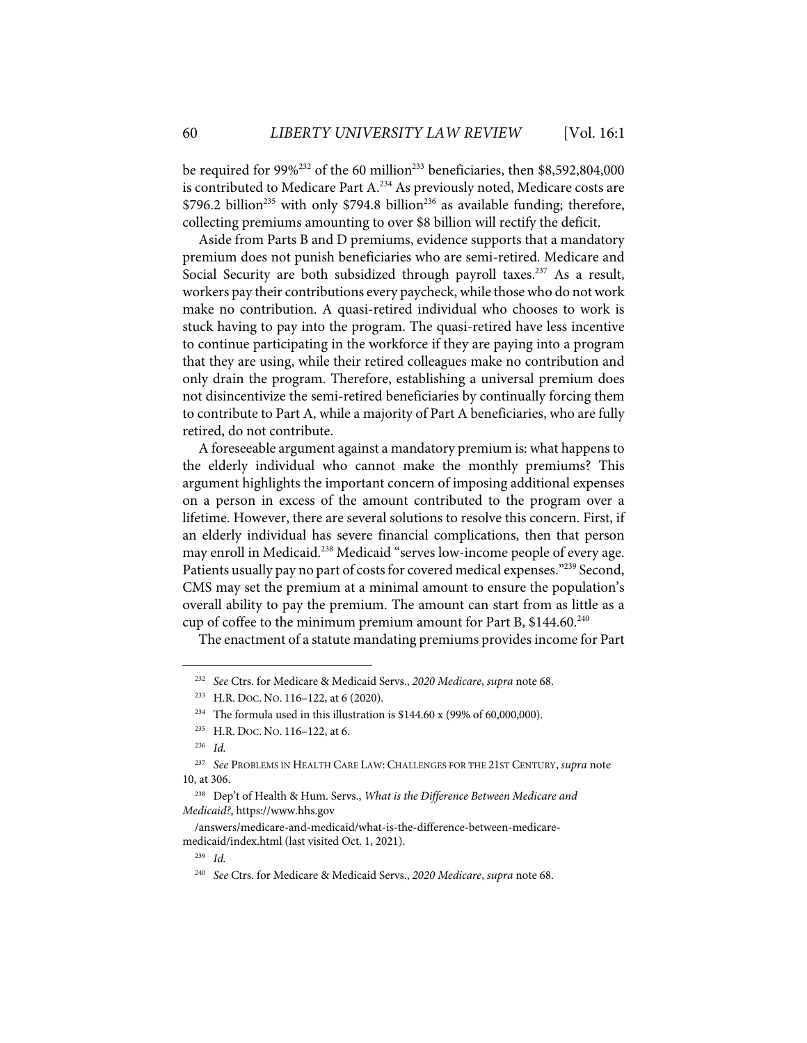be required for 99%[232] of the 60 million[233] beneficiaries, then $8,592,804,000 is contributed to Medicare Part A.[234] As previously noted, Medicare costs are $796.2 billion[235] with only $794.8 billion[236] as available funding; therefore, collecting premiums amounting to over $8 billion will rectify the deficit.

Aside from Parts B and D premiums, evidence supports that a mandatory premium does not punish beneficiaries who are semi-retired. Medicare and Social Security are both subsidized through payroll taxes.[237] As a result, workers pay their contributions every paycheck, while those who do not work make no contribution. A quasi-retired individual who chooses to work is stuck having to pay into the program. The quasi-retired have less incentive to continue participating in the workforce if they are paying into a program that they are using, while their retired colleagues make no contribution and only drain the program. Therefore, establishing a universal premium does not disincentivize the semi-retired beneficiaries by continually forcing them to contribute to Part A, while a majority of Part A beneficiaries, who are fully retired, do not contribute.

A foreseeable argument against a mandatory premium is: what happens to the elderly individual who cannot make the monthly premiums? This argument highlights the important concern of imposing additional expenses on a person in excess of the amount contributed to the program over a lifetime. However, there are several solutions to resolve this concern. First, if an elderly individual has severe financial complications, then that person may enroll in Medicaid.[238] Medicaid "serves low-income people of every age. Patients usually pay no part of costs for covered medical expenses."[239] Second, CMS may set the premium at a minimal amount to ensure the population's overall ability to pay the premium. The amount can start from as little as a cup of coffee to the minimum premium amount for Part B, $144.60.[240]

The enactment of a statute mandating premiums provides income for Part

---

[232] *See* Ctrs. for Medicare & Medicaid Servs., *2020 Medicare*, *supra* note 68.

[233] H.R. DOC. NO. 116–122, at 6 (2020).

[234] The formula used in this illustration is $144.60 x (99% of 60,000,000).

[235] H.R. DOC. NO. 116–122, at 6.

[236] *Id.*

[237] *See* PROBLEMS IN HEALTH CARE LAW: CHALLENGES FOR THE 21ST CENTURY, *supra* note 10, at 306.

[238] Dep't of Health & Hum. Servs., *What is the Difference Between Medicare and Medicaid?*, https://www.hhs.gov/answers/medicare-and-medicaid/what-is-the-difference-between-medicare-medicaid/index.html (last visited Oct. 1, 2021).

[239] *Id.*

[240] *See* Ctrs. for Medicare & Medicaid Servs., *2020 Medicare*, *supra* note 68.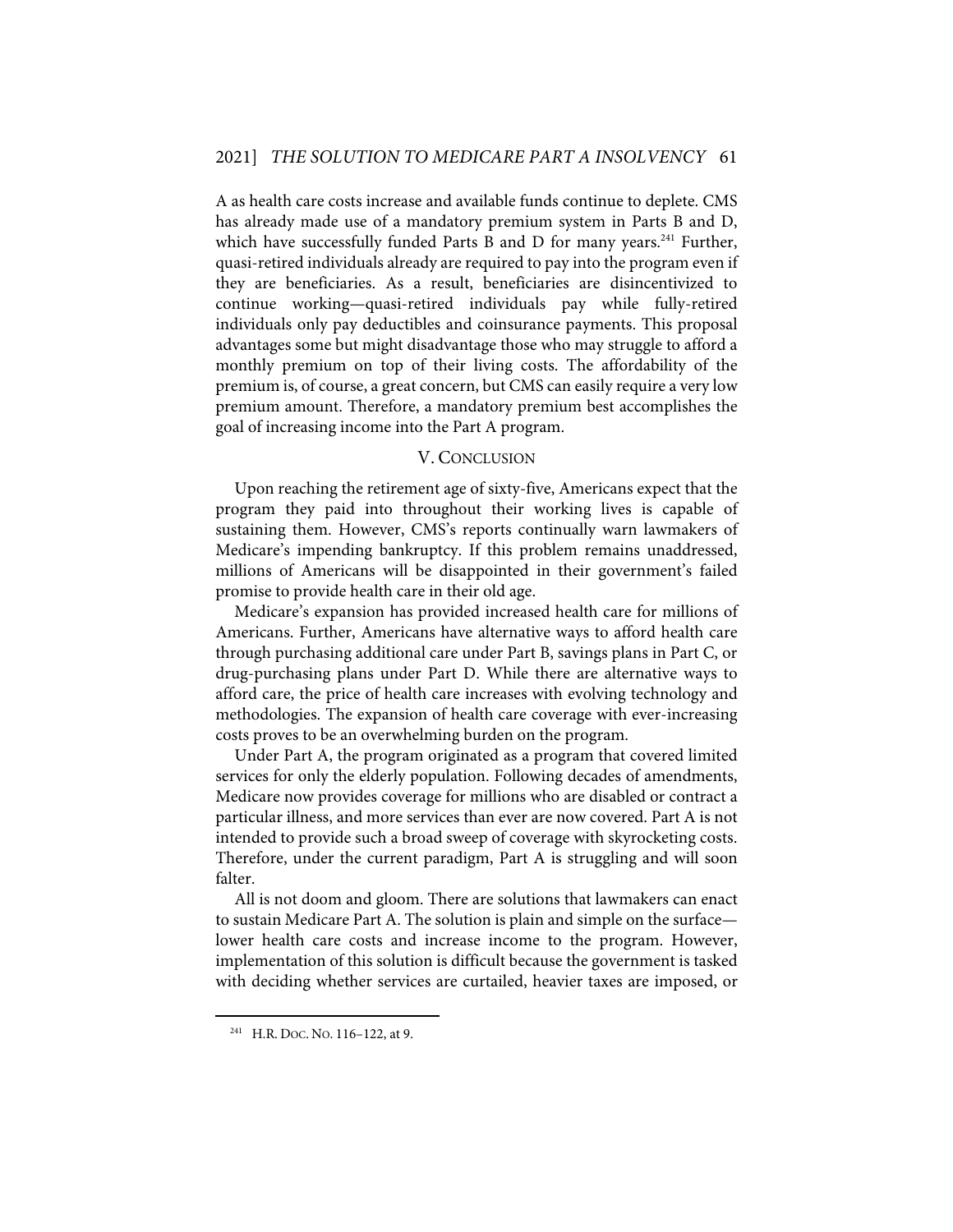A as health care costs increase and available funds continue to deplete. CMS has already made use of a mandatory premium system in Parts B and D, which have successfully funded Parts B and D for many years.[241] Further, quasi-retired individuals already are required to pay into the program even if they are beneficiaries. As a result, beneficiaries are disincentivized to continue working—quasi-retired individuals pay while fully-retired individuals only pay deductibles and coinsurance payments. This proposal advantages some but might disadvantage those who may struggle to afford a monthly premium on top of their living costs. The affordability of the premium is, of course, a great concern, but CMS can easily require a very low premium amount. Therefore, a mandatory premium best accomplishes the goal of increasing income into the Part A program.

## V. CONCLUSION

Upon reaching the retirement age of sixty-five, Americans expect that the program they paid into throughout their working lives is capable of sustaining them. However, CMS's reports continually warn lawmakers of Medicare's impending bankruptcy. If this problem remains unaddressed, millions of Americans will be disappointed in their government's failed promise to provide health care in their old age.

Medicare's expansion has provided increased health care for millions of Americans. Further, Americans have alternative ways to afford health care through purchasing additional care under Part B, savings plans in Part C, or drug-purchasing plans under Part D. While there are alternative ways to afford care, the price of health care increases with evolving technology and methodologies. The expansion of health care coverage with ever-increasing costs proves to be an overwhelming burden on the program.

Under Part A, the program originated as a program that covered limited services for only the elderly population. Following decades of amendments, Medicare now provides coverage for millions who are disabled or contract a particular illness, and more services than ever are now covered. Part A is not intended to provide such a broad sweep of coverage with skyrocketing costs. Therefore, under the current paradigm, Part A is struggling and will soon falter.

All is not doom and gloom. There are solutions that lawmakers can enact to sustain Medicare Part A. The solution is plain and simple on the surface—lower health care costs and increase income to the program. However, implementation of this solution is difficult because the government is tasked with deciding whether services are curtailed, heavier taxes are imposed, or

---

[241] H.R. DOC. NO. 116–122, at 9.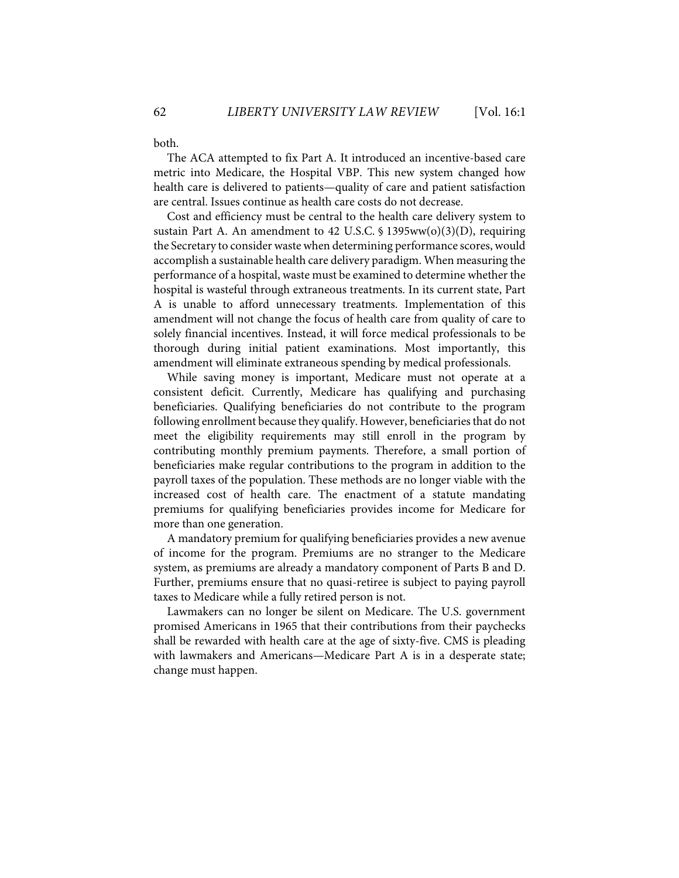both.

The ACA attempted to fix Part A. It introduced an incentive-based care metric into Medicare, the Hospital VBP. This new system changed how health care is delivered to patients—quality of care and patient satisfaction are central. Issues continue as health care costs do not decrease.

Cost and efficiency must be central to the health care delivery system to sustain Part A. An amendment to 42 U.S.C. § 1395ww(o)(3)(D), requiring the Secretary to consider waste when determining performance scores, would accomplish a sustainable health care delivery paradigm. When measuring the performance of a hospital, waste must be examined to determine whether the hospital is wasteful through extraneous treatments. In its current state, Part A is unable to afford unnecessary treatments. Implementation of this amendment will not change the focus of health care from quality of care to solely financial incentives. Instead, it will force medical professionals to be thorough during initial patient examinations. Most importantly, this amendment will eliminate extraneous spending by medical professionals.

While saving money is important, Medicare must not operate at a consistent deficit. Currently, Medicare has qualifying and purchasing beneficiaries. Qualifying beneficiaries do not contribute to the program following enrollment because they qualify. However, beneficiaries that do not meet the eligibility requirements may still enroll in the program by contributing monthly premium payments. Therefore, a small portion of beneficiaries make regular contributions to the program in addition to the payroll taxes of the population. These methods are no longer viable with the increased cost of health care. The enactment of a statute mandating premiums for qualifying beneficiaries provides income for Medicare for more than one generation.

A mandatory premium for qualifying beneficiaries provides a new avenue of income for the program. Premiums are no stranger to the Medicare system, as premiums are already a mandatory component of Parts B and D. Further, premiums ensure that no quasi-retiree is subject to paying payroll taxes to Medicare while a fully retired person is not.

Lawmakers can no longer be silent on Medicare. The U.S. government promised Americans in 1965 that their contributions from their paychecks shall be rewarded with health care at the age of sixty-five. CMS is pleading with lawmakers and Americans—Medicare Part A is in a desperate state; change must happen.